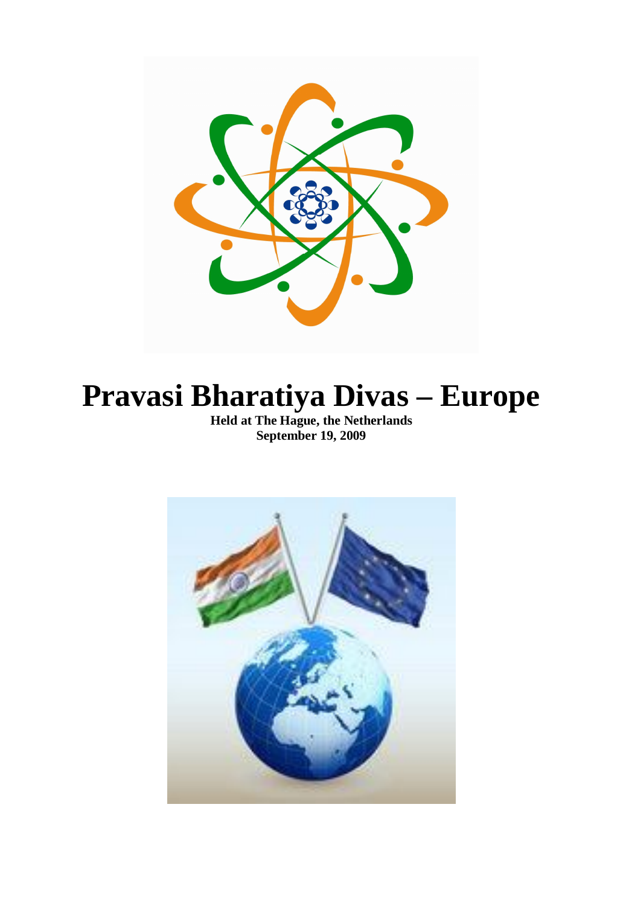# Pravasi Bharatiya Divas – Europe

**Held at The Hague, the Netherlands**
**September 19, 2009**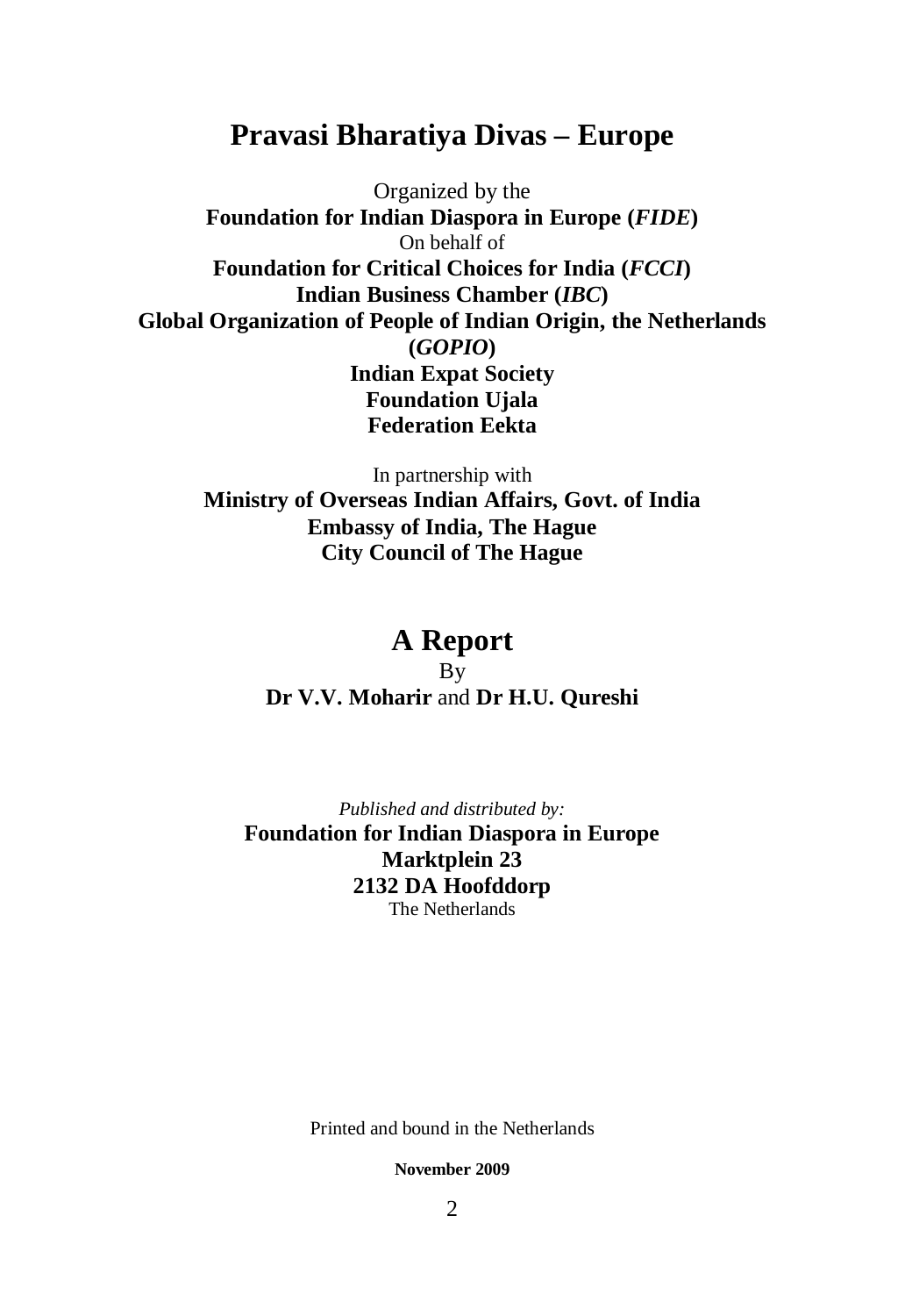# Pravasi Bharatiya Divas – Europe

Organized by the

**Foundation for Indian Diaspora in Europe (*FIDE*)**

On behalf of

**Foundation for Critical Choices for India (*FCCI*)**

**Indian Business Chamber (*IBC*)**

**Global Organization of People of Indian Origin, the Netherlands (*GOPIO*)**

**Indian Expat Society**

**Foundation Ujala**

**Federation Eekta**

In partnership with

**Ministry of Overseas Indian Affairs, Govt. of India**

**Embassy of India, The Hague**

**City Council of The Hague**

## A Report

By

**Dr V.V. Moharir** and **Dr H.U. Qureshi**

*Published and distributed by:*

**Foundation for Indian Diaspora in Europe**

**Marktplein 23**

**2132 DA Hoofddorp**

The Netherlands

Printed and bound in the Netherlands

**November 2009**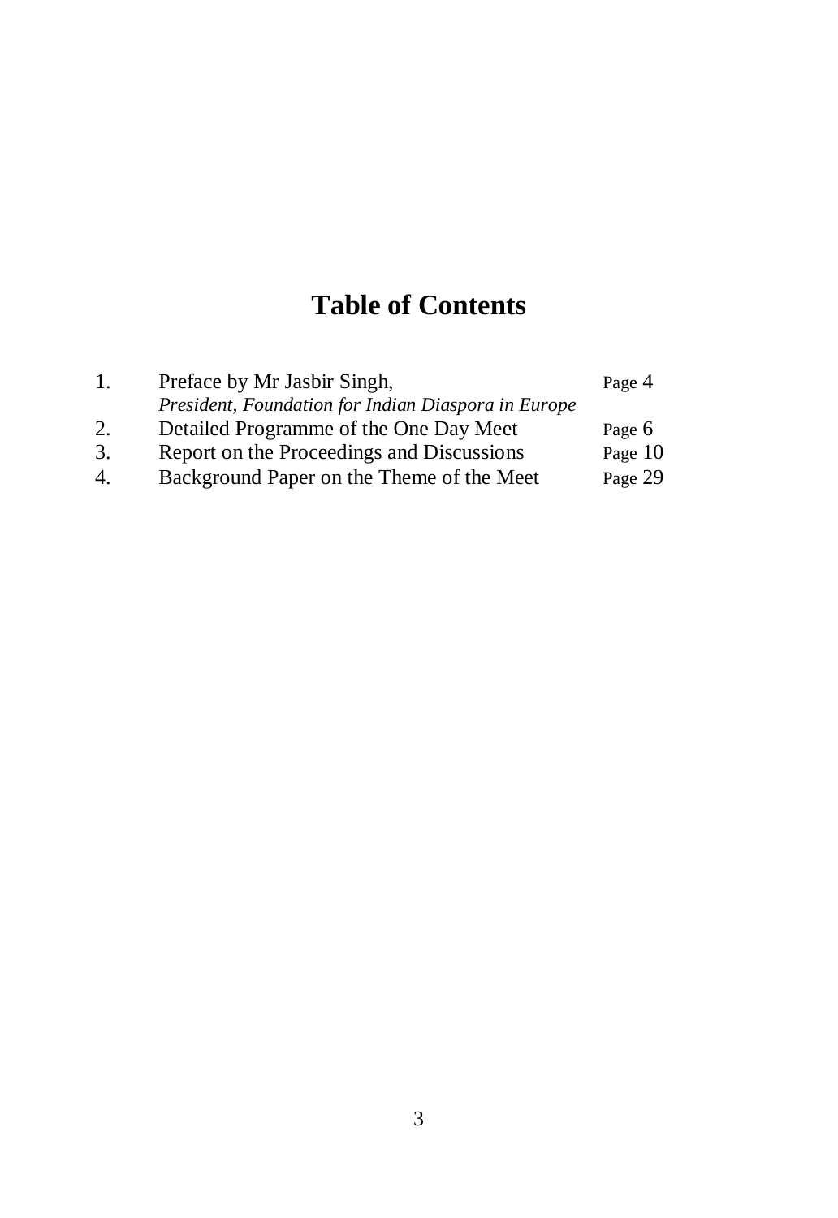# Table of Contents

| | | |
|---|---|---|
| 1. | Preface by Mr Jasbir Singh,<br>*President, Foundation for Indian Diaspora in Europe* | Page 4 |
| 2. | Detailed Programme of the One Day Meet | Page 6 |
| 3. | Report on the Proceedings and Discussions | Page 10 |
| 4. | Background Paper on the Theme of the Meet | Page 29 |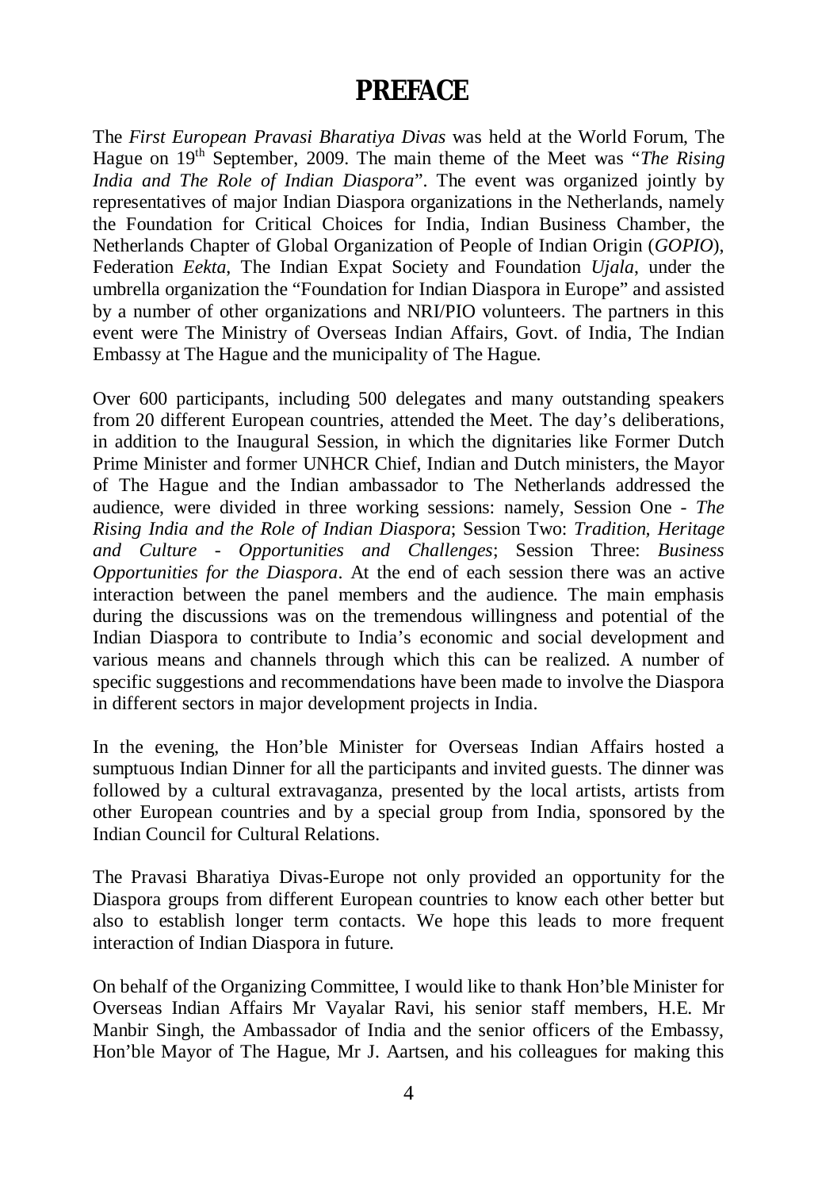# PREFACE

The *First European Pravasi Bharatiya Divas* was held at the World Forum, The Hague on 19th September, 2009. The main theme of the Meet was "*The Rising India and The Role of Indian Diaspora*". The event was organized jointly by representatives of major Indian Diaspora organizations in the Netherlands, namely the Foundation for Critical Choices for India, Indian Business Chamber, the Netherlands Chapter of Global Organization of People of Indian Origin (*GOPIO*), Federation *Eekta*, The Indian Expat Society and Foundation *Ujala*, under the umbrella organization the "Foundation for Indian Diaspora in Europe" and assisted by a number of other organizations and NRI/PIO volunteers. The partners in this event were The Ministry of Overseas Indian Affairs, Govt. of India, The Indian Embassy at The Hague and the municipality of The Hague.

Over 600 participants, including 500 delegates and many outstanding speakers from 20 different European countries, attended the Meet. The day's deliberations, in addition to the Inaugural Session, in which the dignitaries like Former Dutch Prime Minister and former UNHCR Chief, Indian and Dutch ministers, the Mayor of The Hague and the Indian ambassador to The Netherlands addressed the audience, were divided in three working sessions: namely, Session One - *The Rising India and the Role of Indian Diaspora*; Session Two: *Tradition, Heritage and Culture - Opportunities and Challenges*; Session Three: *Business Opportunities for the Diaspora*. At the end of each session there was an active interaction between the panel members and the audience. The main emphasis during the discussions was on the tremendous willingness and potential of the Indian Diaspora to contribute to India's economic and social development and various means and channels through which this can be realized. A number of specific suggestions and recommendations have been made to involve the Diaspora in different sectors in major development projects in India.

In the evening, the Hon'ble Minister for Overseas Indian Affairs hosted a sumptuous Indian Dinner for all the participants and invited guests. The dinner was followed by a cultural extravaganza, presented by the local artists, artists from other European countries and by a special group from India, sponsored by the Indian Council for Cultural Relations.

The Pravasi Bharatiya Divas-Europe not only provided an opportunity for the Diaspora groups from different European countries to know each other better but also to establish longer term contacts. We hope this leads to more frequent interaction of Indian Diaspora in future.

On behalf of the Organizing Committee, I would like to thank Hon'ble Minister for Overseas Indian Affairs Mr Vayalar Ravi, his senior staff members, H.E. Mr Manbir Singh, the Ambassador of India and the senior officers of the Embassy, Hon'ble Mayor of The Hague, Mr J. Aartsen, and his colleagues for making this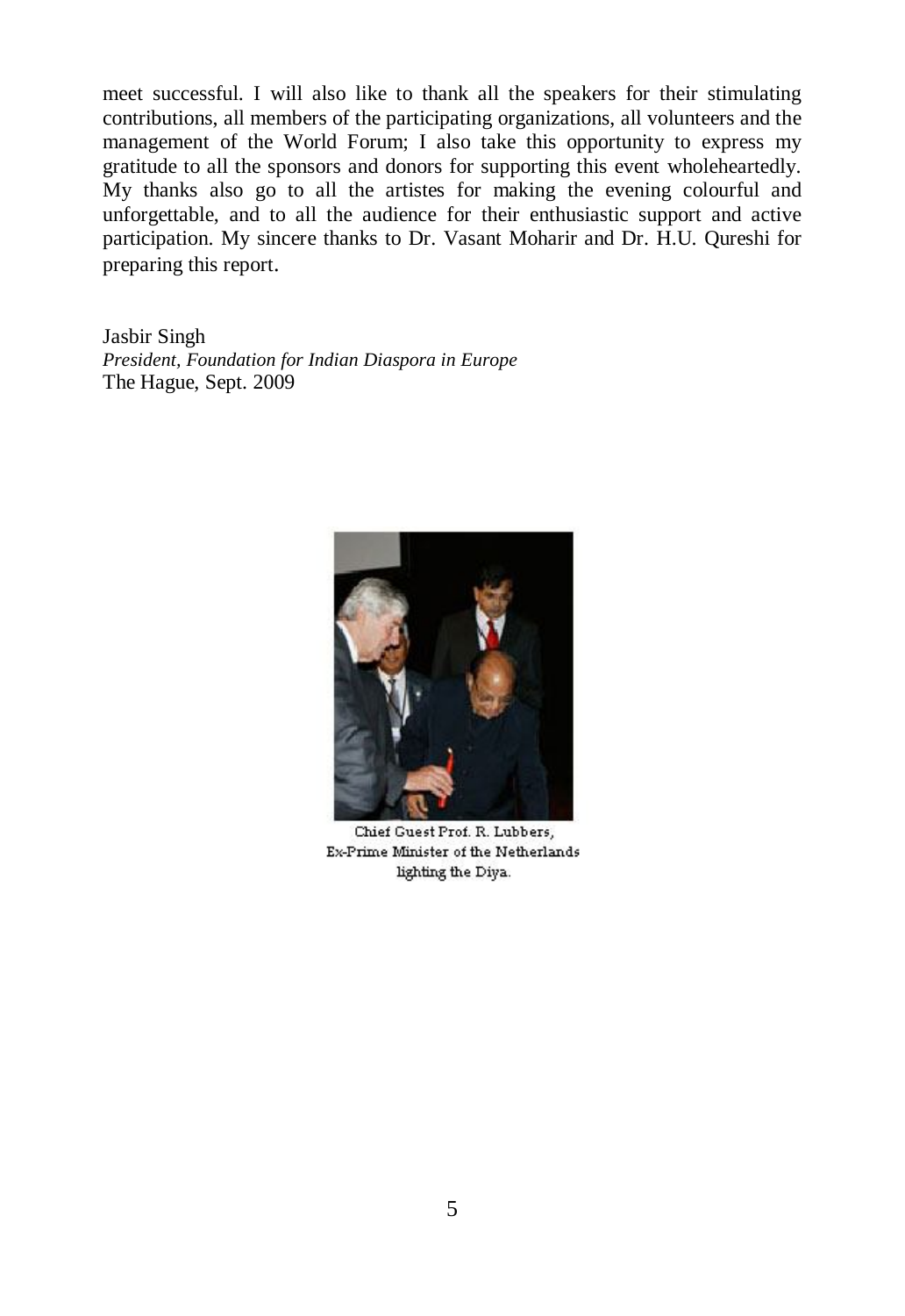meet successful. I will also like to thank all the speakers for their stimulating contributions, all members of the participating organizations, all volunteers and the management of the World Forum; I also take this opportunity to express my gratitude to all the sponsors and donors for supporting this event wholeheartedly. My thanks also go to all the artistes for making the evening colourful and unforgettable, and to all the audience for their enthusiastic support and active participation. My sincere thanks to Dr. Vasant Moharir and Dr. H.U. Qureshi for preparing this report.

Jasbir Singh
*President, Foundation for Indian Diaspora in Europe*
The Hague, Sept. 2009

Chief Guest Prof. R. Lubbers, Ex-Prime Minister of the Netherlands lighting the Diya.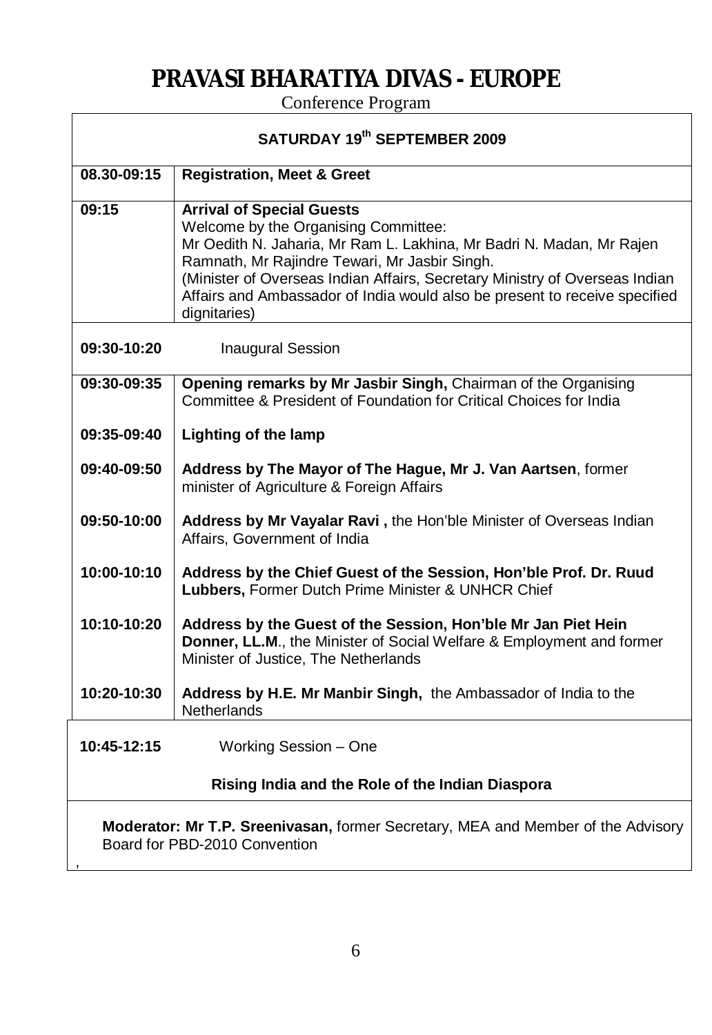# PRAVASI BHARATIYA DIVAS - EUROPE

Conference Program

| SATURDAY 19th SEPTEMBER 2009 | |
|---|---|
| 08.30-09:15 | **Registration, Meet & Greet** |
| 09:15 | **Arrival of Special Guests**<br>Welcome by the Organising Committee:<br>Mr Oedith N. Jaharia, Mr Ram L. Lakhina, Mr Badri N. Madan, Mr Rajen Ramnath, Mr Rajindre Tewari, Mr Jasbir Singh.<br>(Minister of Overseas Indian Affairs, Secretary Ministry of Overseas Indian Affairs and Ambassador of India would also be present to receive specified dignitaries) |
| **09:30-10:20** | Inaugural Session |
| 09:30-09:35 | **Opening remarks by Mr Jasbir Singh,** Chairman of the Organising Committee & President of Foundation for Critical Choices for India |
| 09:35-09:40 | **Lighting of the lamp** |
| 09:40-09:50 | **Address by The Mayor of The Hague, Mr J. Van Aartsen**, former minister of Agriculture & Foreign Affairs |
| 09:50-10:00 | **Address by Mr Vayalar Ravi ,** the Hon'ble Minister of Overseas Indian Affairs, Government of India |
| 10:00-10:10 | **Address by the Chief Guest of the Session, Hon'ble Prof. Dr. Ruud Lubbers,** Former Dutch Prime Minister & UNHCR Chief |
| 10:10-10:20 | **Address by the Guest of the Session, Hon'ble Mr Jan Piet Hein Donner, LL.M**., the Minister of Social Welfare & Employment and former Minister of Justice, The Netherlands |
| 10:20-10:30 | **Address by H.E. Mr Manbir Singh,** the Ambassador of India to the Netherlands |
| **10:45-12:15** | Working Session – One<br>**Rising India and the Role of the Indian Diaspora** |
| | **Moderator: Mr T.P. Sreenivasan,** former Secretary, MEA and Member of the Advisory Board for PBD-2010 Convention |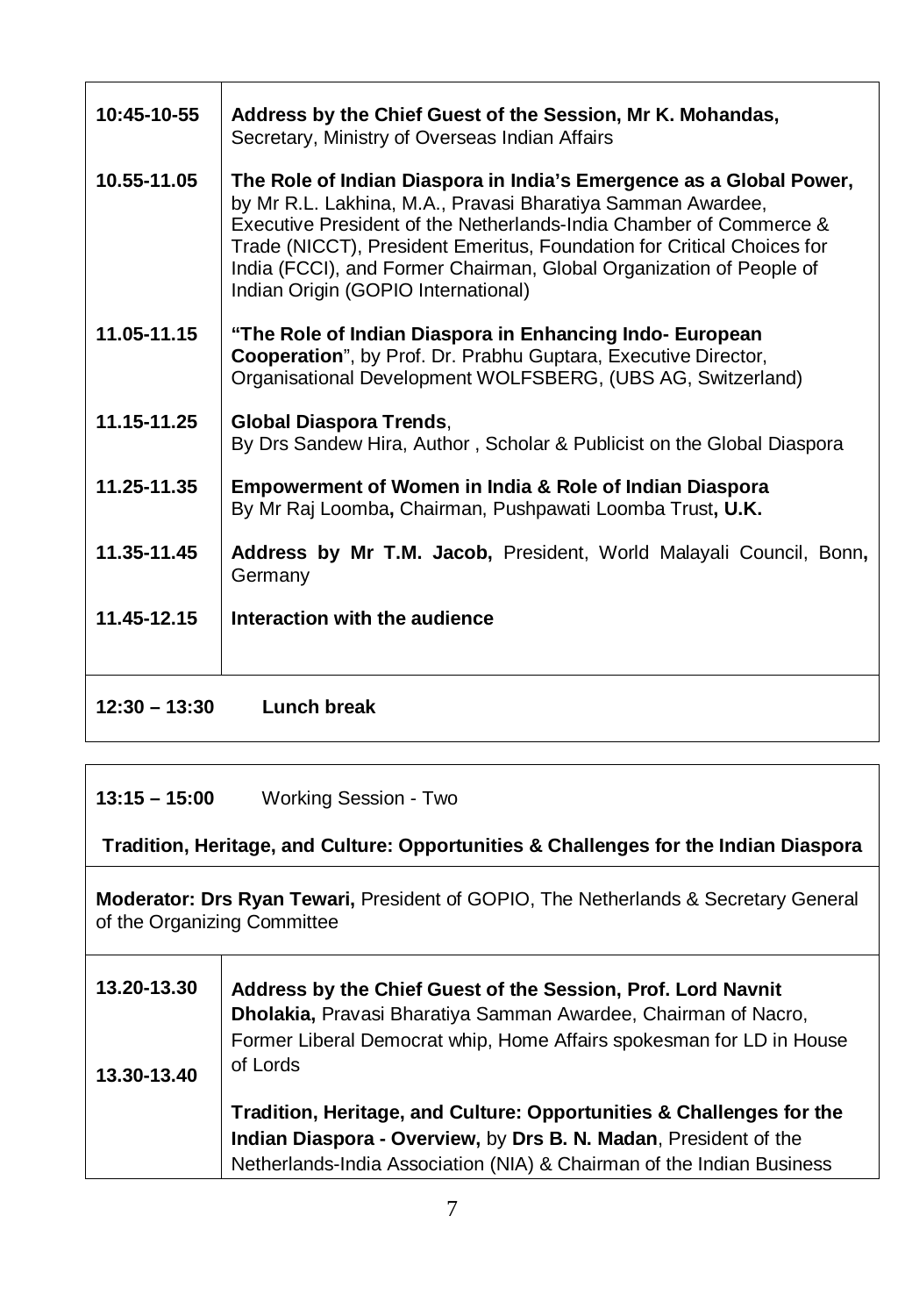| | |
|---|---|
| **10:45-10-55** | **Address by the Chief Guest of the Session, Mr K. Mohandas,** Secretary, Ministry of Overseas Indian Affairs |
| **10.55-11.05** | **The Role of Indian Diaspora in India's Emergence as a Global Power,** by Mr R.L. Lakhina, M.A., Pravasi Bharatiya Samman Awardee, Executive President of the Netherlands-India Chamber of Commerce & Trade (NICCT), President Emeritus, Foundation for Critical Choices for India (FCCI), and Former Chairman, Global Organization of People of Indian Origin (GOPIO International) |
| **11.05-11.15** | **"The Role of Indian Diaspora in Enhancing Indo- European Cooperation"**, by Prof. Dr. Prabhu Guptara, Executive Director, Organisational Development WOLFSBERG, (UBS AG, Switzerland) |
| **11.15-11.25** | **Global Diaspora Trends**, By Drs Sandew Hira, Author , Scholar & Publicist on the Global Diaspora |
| **11.25-11.35** | **Empowerment of Women in India & Role of Indian Diaspora** By Mr Raj Loomba**,** Chairman, Pushpawati Loomba Trust**, U.K.** |
| **11.35-11.45** | **Address by Mr T.M. Jacob,** President, World Malayali Council, Bonn**,** Germany |
| **11.45-12.15** | **Interaction with the audience** |
| **12:30 – 13:30** | **Lunch break** |

**13:15 – 15:00** Working Session - Two

**Tradition, Heritage, and Culture: Opportunities & Challenges for the Indian Diaspora**

**Moderator: Drs Ryan Tewari,** President of GOPIO, The Netherlands & Secretary General of the Organizing Committee

| | |
|---|---|
| **13.20-13.30** | **Address by the Chief Guest of the Session, Prof. Lord Navnit Dholakia,** Pravasi Bharatiya Samman Awardee, Chairman of Nacro, Former Liberal Democrat whip, Home Affairs spokesman for LD in House of Lords |
| **13.30-13.40** | **Tradition, Heritage, and Culture: Opportunities & Challenges for the Indian Diaspora - Overview,** by **Drs B. N. Madan**, President of the Netherlands-India Association (NIA) & Chairman of the Indian Business |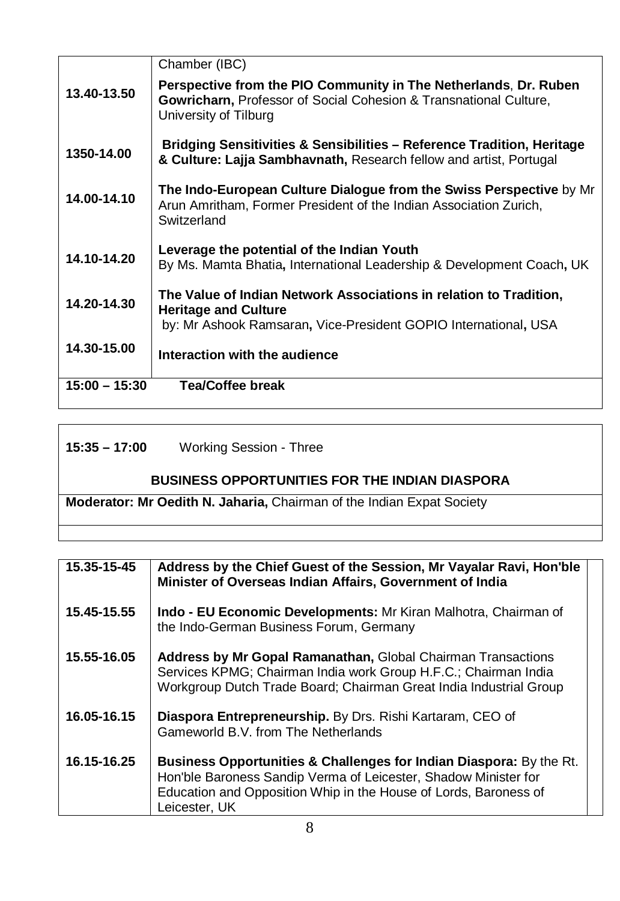| | |
|---|---|
| | Chamber (IBC) |
| **13.40-13.50** | **Perspective from the PIO Community in The Netherlands**, **Dr. Ruben Gowricharn,** Professor of Social Cohesion & Transnational Culture, University of Tilburg |
| **1350-14.00** | **Bridging Sensitivities & Sensibilities – Reference Tradition, Heritage & Culture: Lajja Sambhavnath,** Research fellow and artist, Portugal |
| **14.00-14.10** | **The Indo-European Culture Dialogue from the Swiss Perspective** by Mr Arun Amritham, Former President of the Indian Association Zurich, Switzerland |
| **14.10-14.20** | **Leverage the potential of the Indian Youth** By Ms. Mamta Bhatia**,** International Leadership & Development Coach**,** UK |
| **14.20-14.30** | **The Value of Indian Network Associations in relation to Tradition, Heritage and Culture** by: Mr Ashook Ramsaran**,** Vice-President GOPIO International**,** USA |
| **14.30-15.00** | **Interaction with the audience** |
| **15:00 – 15:30** | **Tea/Coffee break** |

**15:35 – 17:00** Working Session - Three

**BUSINESS OPPORTUNITIES FOR THE INDIAN DIASPORA**

**Moderator: Mr Oedith N. Jaharia,** Chairman of the Indian Expat Society

| | |
|---|---|
| **15.35-15-45** | **Address by the Chief Guest of the Session, Mr Vayalar Ravi, Hon'ble Minister of Overseas Indian Affairs, Government of India** |
| **15.45-15.55** | **Indo - EU Economic Developments:** Mr Kiran Malhotra, Chairman of the Indo-German Business Forum, Germany |
| **15.55-16.05** | **Address by Mr Gopal Ramanathan,** Global Chairman Transactions Services KPMG; Chairman India work Group H.F.C.; Chairman India Workgroup Dutch Trade Board; Chairman Great India Industrial Group |
| **16.05-16.15** | **Diaspora Entrepreneurship.** By Drs. Rishi Kartaram, CEO of Gameworld B.V. from The Netherlands |
| **16.15-16.25** | **Business Opportunities & Challenges for Indian Diaspora:** By the Rt. Hon'ble Baroness Sandip Verma of Leicester, Shadow Minister for Education and Opposition Whip in the House of Lords, Baroness of Leicester, UK |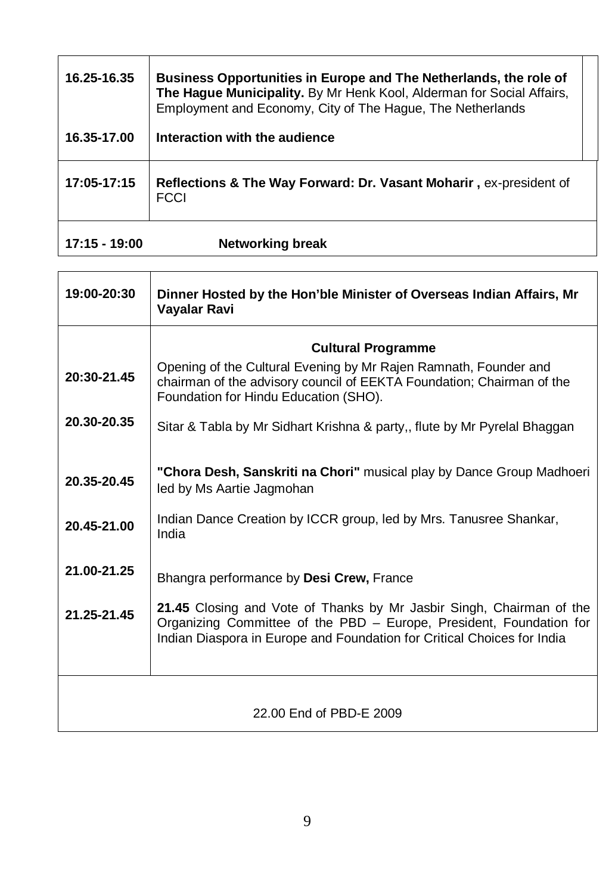| | |
|---|---|
| **16.25-16.35** | **Business Opportunities in Europe and The Netherlands, the role of The Hague Municipality.** By Mr Henk Kool, Alderman for Social Affairs, Employment and Economy, City of The Hague, The Netherlands |
| **16.35-17.00** | **Interaction with the audience** |
| **17:05-17:15** | **Reflections & The Way Forward: Dr. Vasant Moharir ,** ex-president of FCCI |
| **17:15 - 19:00** | **Networking break** |

| | |
|---|---|
| **19:00-20:30** | **Dinner Hosted by the Hon'ble Minister of Overseas Indian Affairs, Mr Vayalar Ravi** |
| | **Cultural Programme** |
| **20:30-21.45** | Opening of the Cultural Evening by Mr Rajen Ramnath, Founder and chairman of the advisory council of EEKTA Foundation; Chairman of the Foundation for Hindu Education (SHO). |
| **20.30-20.35** | Sitar & Tabla by Mr Sidhart Krishna & party,, flute by Mr Pyrelal Bhaggan |
| **20.35-20.45** | **"Chora Desh, Sanskriti na Chori"** musical play by Dance Group Madhoeri led by Ms Aartie Jagmohan |
| **20.45-21.00** | Indian Dance Creation by ICCR group, led by Mrs. Tanusree Shankar, India |
| **21.00-21.25** | Bhangra performance by **Desi Crew,** France |
| **21.25-21.45** | **21.45** Closing and Vote of Thanks by Mr Jasbir Singh, Chairman of the Organizing Committee of the PBD – Europe, President, Foundation for Indian Diaspora in Europe and Foundation for Critical Choices for India |
| 22.00 End of PBD-E 2009 | |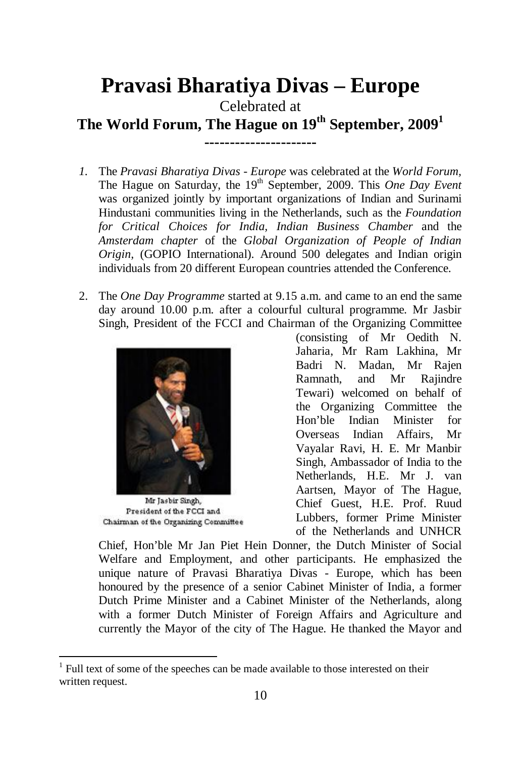# Pravasi Bharatiya Divas – Europe

Celebrated at

**The World Forum, The Hague on 19th September, 2009[1]**

----------------------

*1.* The *Pravasi Bharatiya Divas - Europe* was celebrated at the *World Forum,* The Hague on Saturday, the 19th September, 2009. This *One Day Event* was organized jointly by important organizations of Indian and Surinami Hindustani communities living in the Netherlands, such as the *Foundation for Critical Choices for India*, *Indian Business Chamber* and the *Amsterdam chapter* of the *Global Organization of People of Indian Origin,* (GOPIO International). Around 500 delegates and Indian origin individuals from 20 different European countries attended the Conference.

2. The *One Day Programme* started at 9.15 a.m. and came to an end the same day around 10.00 p.m. after a colourful cultural programme. Mr Jasbir Singh, President of the FCCI and Chairman of the Organizing Committee (consisting of Mr Oedith N. Jaharia, Mr Ram Lakhina, Mr Badri N. Madan, Mr Rajen Ramnath, and Mr Rajindre Tewari) welcomed on behalf of the Organizing Committee the Hon'ble Indian Minister for Overseas Indian Affairs, Mr Vayalar Ravi, H. E. Mr Manbir Singh, Ambassador of India to the Netherlands, H.E. Mr J. van Aartsen, Mayor of The Hague, Chief Guest, H.E. Prof. Ruud Lubbers, former Prime Minister of the Netherlands and UNHCR Chief, Hon'ble Mr Jan Piet Hein Donner, the Dutch Minister of Social Welfare and Employment, and other participants. He emphasized the unique nature of Pravasi Bharatiya Divas - Europe, which has been honoured by the presence of a senior Cabinet Minister of India, a former Dutch Prime Minister and a Cabinet Minister of the Netherlands, along with a former Dutch Minister of Foreign Affairs and Agriculture and currently the Mayor of the city of The Hague. He thanked the Mayor and

Mr Jasbir Singh, President of the FCCI and Chairman of the Organizing Committee

[1] Full text of some of the speeches can be made available to those interested on their written request.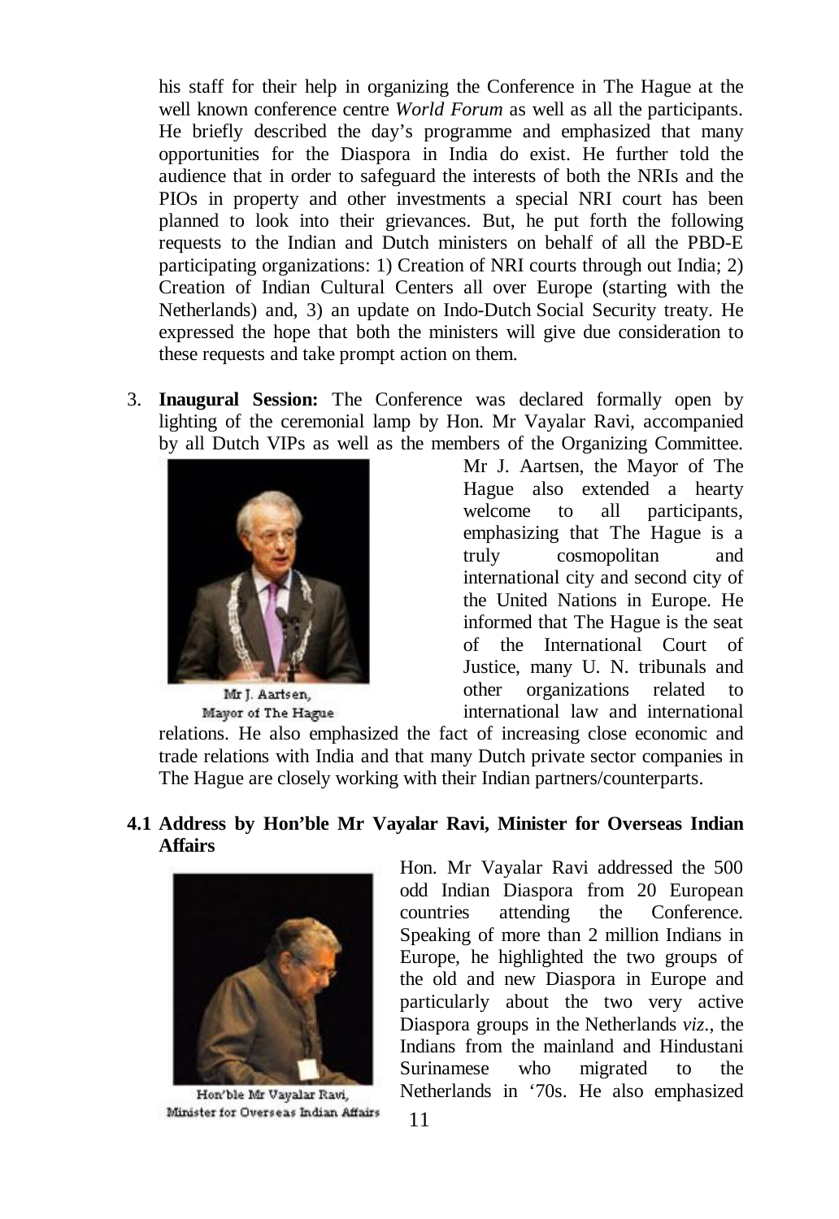his staff for their help in organizing the Conference in The Hague at the well known conference centre *World Forum* as well as all the participants. He briefly described the day's programme and emphasized that many opportunities for the Diaspora in India do exist. He further told the audience that in order to safeguard the interests of both the NRIs and the PIOs in property and other investments a special NRI court has been planned to look into their grievances. But, he put forth the following requests to the Indian and Dutch ministers on behalf of all the PBD-E participating organizations: 1) Creation of NRI courts through out India; 2) Creation of Indian Cultural Centers all over Europe (starting with the Netherlands) and, 3) an update on Indo-Dutch Social Security treaty. He expressed the hope that both the ministers will give due consideration to these requests and take prompt action on them.

3. **Inaugural Session:** The Conference was declared formally open by lighting of the ceremonial lamp by Hon. Mr Vayalar Ravi, accompanied by all Dutch VIPs as well as the members of the Organizing Committee. Mr J. Aartsen, the Mayor of The Hague also extended a hearty welcome to all participants, emphasizing that The Hague is a truly cosmopolitan and international city and second city of the United Nations in Europe. He informed that The Hague is the seat of the International Court of Justice, many U. N. tribunals and other organizations related to international law and international relations. He also emphasized the fact of increasing close economic and trade relations with India and that many Dutch private sector companies in The Hague are closely working with their Indian partners/counterparts.

Mr J. Aartsen, Mayor of The Hague

**4.1 Address by Hon'ble Mr Vayalar Ravi, Minister for Overseas Indian Affairs**

Hon. Mr Vayalar Ravi addressed the 500 odd Indian Diaspora from 20 European countries attending the Conference. Speaking of more than 2 million Indians in Europe, he highlighted the two groups of the old and new Diaspora in Europe and particularly about the two very active Diaspora groups in the Netherlands *viz*., the Indians from the mainland and Hindustani Surinamese who migrated to the Netherlands in '70s. He also emphasized

Hon'ble Mr Vayalar Ravi, Minister for Overseas Indian Affairs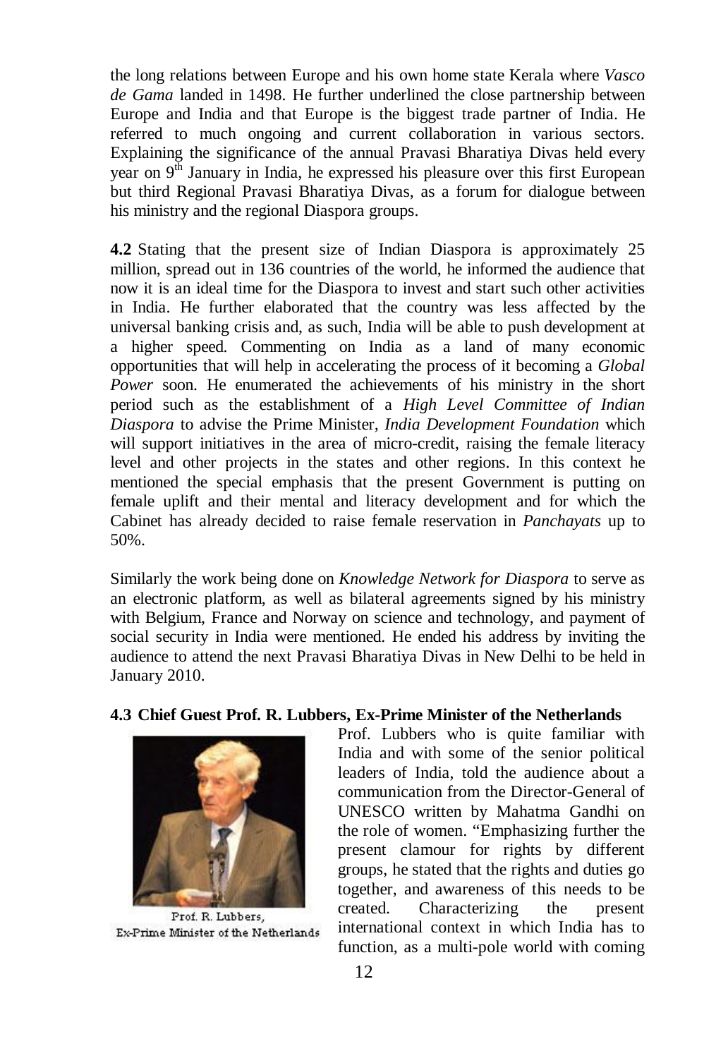the long relations between Europe and his own home state Kerala where *Vasco de Gama* landed in 1498. He further underlined the close partnership between Europe and India and that Europe is the biggest trade partner of India. He referred to much ongoing and current collaboration in various sectors. Explaining the significance of the annual Pravasi Bharatiya Divas held every year on 9th January in India, he expressed his pleasure over this first European but third Regional Pravasi Bharatiya Divas, as a forum for dialogue between his ministry and the regional Diaspora groups.

**4.2** Stating that the present size of Indian Diaspora is approximately 25 million, spread out in 136 countries of the world, he informed the audience that now it is an ideal time for the Diaspora to invest and start such other activities in India. He further elaborated that the country was less affected by the universal banking crisis and, as such, India will be able to push development at a higher speed. Commenting on India as a land of many economic opportunities that will help in accelerating the process of it becoming a *Global Power* soon. He enumerated the achievements of his ministry in the short period such as the establishment of a *High Level Committee of Indian Diaspora* to advise the Prime Minister, *India Development Foundation* which will support initiatives in the area of micro-credit, raising the female literacy level and other projects in the states and other regions. In this context he mentioned the special emphasis that the present Government is putting on female uplift and their mental and literacy development and for which the Cabinet has already decided to raise female reservation in *Panchayats* up to 50%.

Similarly the work being done on *Knowledge Network for Diaspora* to serve as an electronic platform, as well as bilateral agreements signed by his ministry with Belgium, France and Norway on science and technology, and payment of social security in India were mentioned. He ended his address by inviting the audience to attend the next Pravasi Bharatiya Divas in New Delhi to be held in January 2010.

**4.3 Chief Guest Prof. R. Lubbers, Ex-Prime Minister of the Netherlands**

Prof. R. Lubbers, Ex-Prime Minister of the Netherlands

Prof. Lubbers who is quite familiar with India and with some of the senior political leaders of India, told the audience about a communication from the Director-General of UNESCO written by Mahatma Gandhi on the role of women. "Emphasizing further the present clamour for rights by different groups, he stated that the rights and duties go together, and awareness of this needs to be created. Characterizing the present international context in which India has to function, as a multi-pole world with coming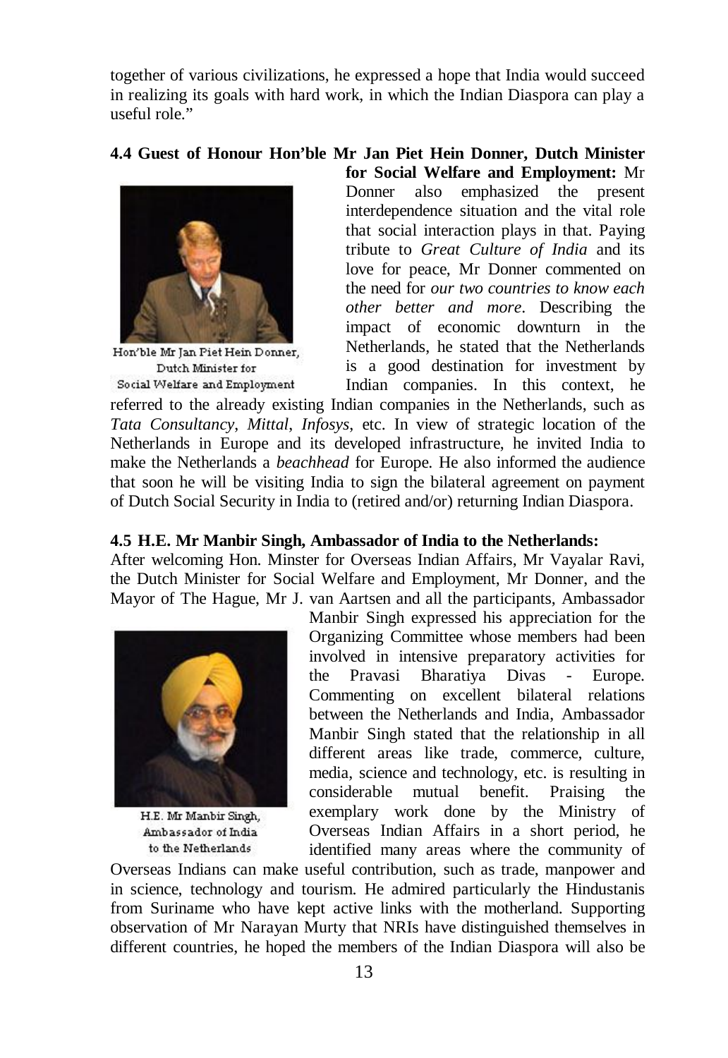together of various civilizations, he expressed a hope that India would succeed in realizing its goals with hard work, in which the Indian Diaspora can play a useful role."

**4.4 Guest of Honour Hon'ble Mr Jan Piet Hein Donner, Dutch Minister for Social Welfare and Employment:** Mr Donner also emphasized the present interdependence situation and the vital role that social interaction plays in that. Paying tribute to *Great Culture of India* and its love for peace, Mr Donner commented on the need for *our two countries to know each other better and more*. Describing the impact of economic downturn in the Netherlands, he stated that the Netherlands is a good destination for investment by Indian companies. In this context, he referred to the already existing Indian companies in the Netherlands, such as *Tata Consultancy*, *Mittal*, *Infosys*, etc. In view of strategic location of the Netherlands in Europe and its developed infrastructure, he invited India to make the Netherlands a *beachhead* for Europe. He also informed the audience that soon he will be visiting India to sign the bilateral agreement on payment of Dutch Social Security in India to (retired and/or) returning Indian Diaspora.

Hon'ble Mr Jan Piet Hein Donner, Dutch Minister for Social Welfare and Employment

**4.5 H.E. Mr Manbir Singh, Ambassador of India to the Netherlands:** After welcoming Hon. Minster for Overseas Indian Affairs, Mr Vayalar Ravi, the Dutch Minister for Social Welfare and Employment, Mr Donner, and the Mayor of The Hague, Mr J. van Aartsen and all the participants, Ambassador Manbir Singh expressed his appreciation for the Organizing Committee whose members had been involved in intensive preparatory activities for the Pravasi Bharatiya Divas - Europe. Commenting on excellent bilateral relations between the Netherlands and India, Ambassador Manbir Singh stated that the relationship in all different areas like trade, commerce, culture, media, science and technology, etc. is resulting in considerable mutual benefit. Praising the exemplary work done by the Ministry of Overseas Indian Affairs in a short period, he identified many areas where the community of Overseas Indians can make useful contribution, such as trade, manpower and in science, technology and tourism. He admired particularly the Hindustanis from Suriname who have kept active links with the motherland. Supporting observation of Mr Narayan Murty that NRIs have distinguished themselves in different countries, he hoped the members of the Indian Diaspora will also be

H.E. Mr Manbir Singh, Ambassador of India to the Netherlands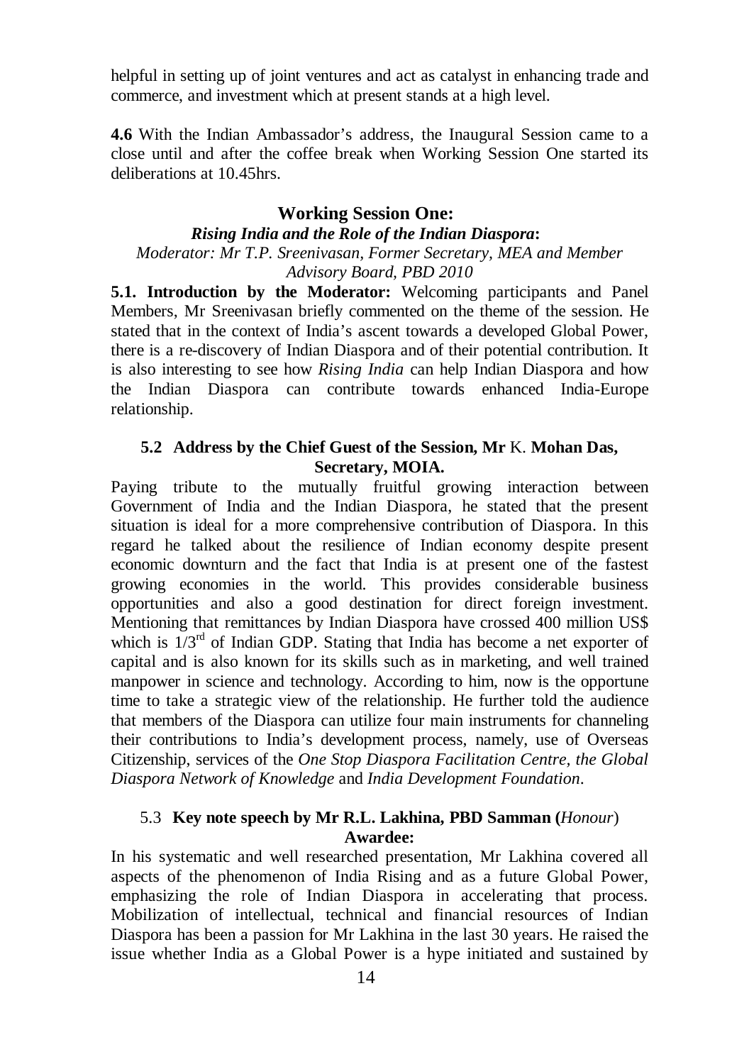helpful in setting up of joint ventures and act as catalyst in enhancing trade and commerce, and investment which at present stands at a high level.

**4.6** With the Indian Ambassador's address, the Inaugural Session came to a close until and after the coffee break when Working Session One started its deliberations at 10.45hrs.

## Working Session One:

### *Rising India and the Role of the Indian Diaspora*:

*Moderator: Mr T.P. Sreenivasan, Former Secretary, MEA and Member Advisory Board, PBD 2010*

**5.1. Introduction by the Moderator:** Welcoming participants and Panel Members, Mr Sreenivasan briefly commented on the theme of the session. He stated that in the context of India's ascent towards a developed Global Power, there is a re-discovery of Indian Diaspora and of their potential contribution. It is also interesting to see how *Rising India* can help Indian Diaspora and how the Indian Diaspora can contribute towards enhanced India-Europe relationship.

### 5.2 Address by the Chief Guest of the Session, Mr K. Mohan Das, Secretary, MOIA.

Paying tribute to the mutually fruitful growing interaction between Government of India and the Indian Diaspora, he stated that the present situation is ideal for a more comprehensive contribution of Diaspora. In this regard he talked about the resilience of Indian economy despite present economic downturn and the fact that India is at present one of the fastest growing economies in the world. This provides considerable business opportunities and also a good destination for direct foreign investment. Mentioning that remittances by Indian Diaspora have crossed 400 million US$ which is 1/3$^{rd}$ of Indian GDP. Stating that India has become a net exporter of capital and is also known for its skills such as in marketing, and well trained manpower in science and technology. According to him, now is the opportune time to take a strategic view of the relationship. He further told the audience that members of the Diaspora can utilize four main instruments for channeling their contributions to India's development process, namely, use of Overseas Citizenship, services of the *One Stop Diaspora Facilitation Centre, the Global Diaspora Network of Knowledge* and *India Development Foundation*.

### 5.3 Key note speech by Mr R.L. Lakhina, PBD Samman (*Honour*) Awardee:

In his systematic and well researched presentation, Mr Lakhina covered all aspects of the phenomenon of India Rising and as a future Global Power, emphasizing the role of Indian Diaspora in accelerating that process. Mobilization of intellectual, technical and financial resources of Indian Diaspora has been a passion for Mr Lakhina in the last 30 years. He raised the issue whether India as a Global Power is a hype initiated and sustained by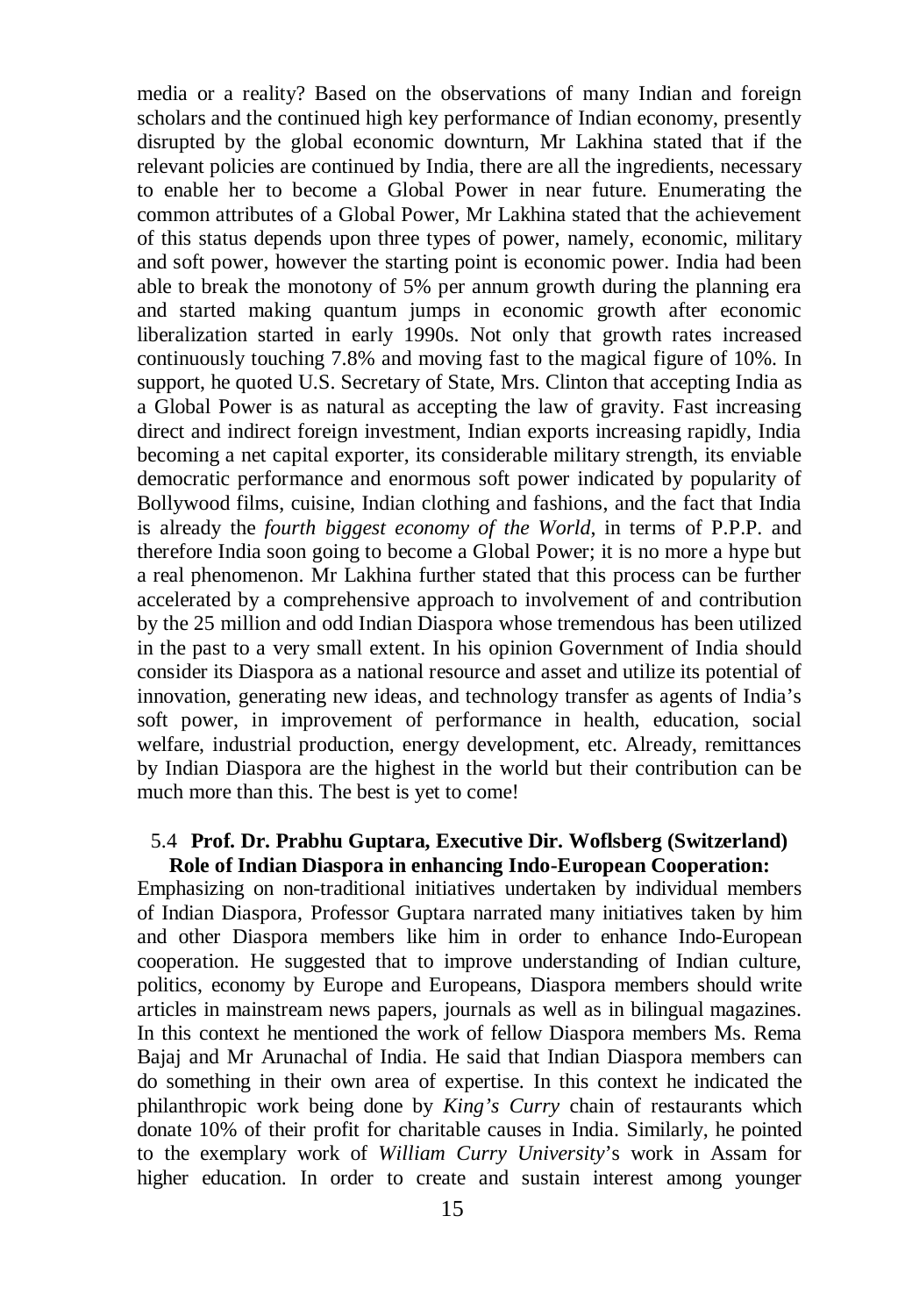media or a reality? Based on the observations of many Indian and foreign scholars and the continued high key performance of Indian economy, presently disrupted by the global economic downturn, Mr Lakhina stated that if the relevant policies are continued by India, there are all the ingredients, necessary to enable her to become a Global Power in near future. Enumerating the common attributes of a Global Power, Mr Lakhina stated that the achievement of this status depends upon three types of power, namely, economic, military and soft power, however the starting point is economic power. India had been able to break the monotony of 5% per annum growth during the planning era and started making quantum jumps in economic growth after economic liberalization started in early 1990s. Not only that growth rates increased continuously touching 7.8% and moving fast to the magical figure of 10%. In support, he quoted U.S. Secretary of State, Mrs. Clinton that accepting India as a Global Power is as natural as accepting the law of gravity. Fast increasing direct and indirect foreign investment, Indian exports increasing rapidly, India becoming a net capital exporter, its considerable military strength, its enviable democratic performance and enormous soft power indicated by popularity of Bollywood films, cuisine, Indian clothing and fashions, and the fact that India is already the *fourth biggest economy of the World*, in terms of P.P.P. and therefore India soon going to become a Global Power; it is no more a hype but a real phenomenon. Mr Lakhina further stated that this process can be further accelerated by a comprehensive approach to involvement of and contribution by the 25 million and odd Indian Diaspora whose tremendous has been utilized in the past to a very small extent. In his opinion Government of India should consider its Diaspora as a national resource and asset and utilize its potential of innovation, generating new ideas, and technology transfer as agents of India's soft power, in improvement of performance in health, education, social welfare, industrial production, energy development, etc. Already, remittances by Indian Diaspora are the highest in the world but their contribution can be much more than this. The best is yet to come!

### 5.4 Prof. Dr. Prabhu Guptara, Executive Dir. Woflsberg (Switzerland) Role of Indian Diaspora in enhancing Indo-European Cooperation:

Emphasizing on non-traditional initiatives undertaken by individual members of Indian Diaspora, Professor Guptara narrated many initiatives taken by him and other Diaspora members like him in order to enhance Indo-European cooperation. He suggested that to improve understanding of Indian culture, politics, economy by Europe and Europeans, Diaspora members should write articles in mainstream news papers, journals as well as in bilingual magazines. In this context he mentioned the work of fellow Diaspora members Ms. Rema Bajaj and Mr Arunachal of India. He said that Indian Diaspora members can do something in their own area of expertise. In this context he indicated the philanthropic work being done by *King's Curry* chain of restaurants which donate 10% of their profit for charitable causes in India. Similarly, he pointed to the exemplary work of *William Curry University*'s work in Assam for higher education. In order to create and sustain interest among younger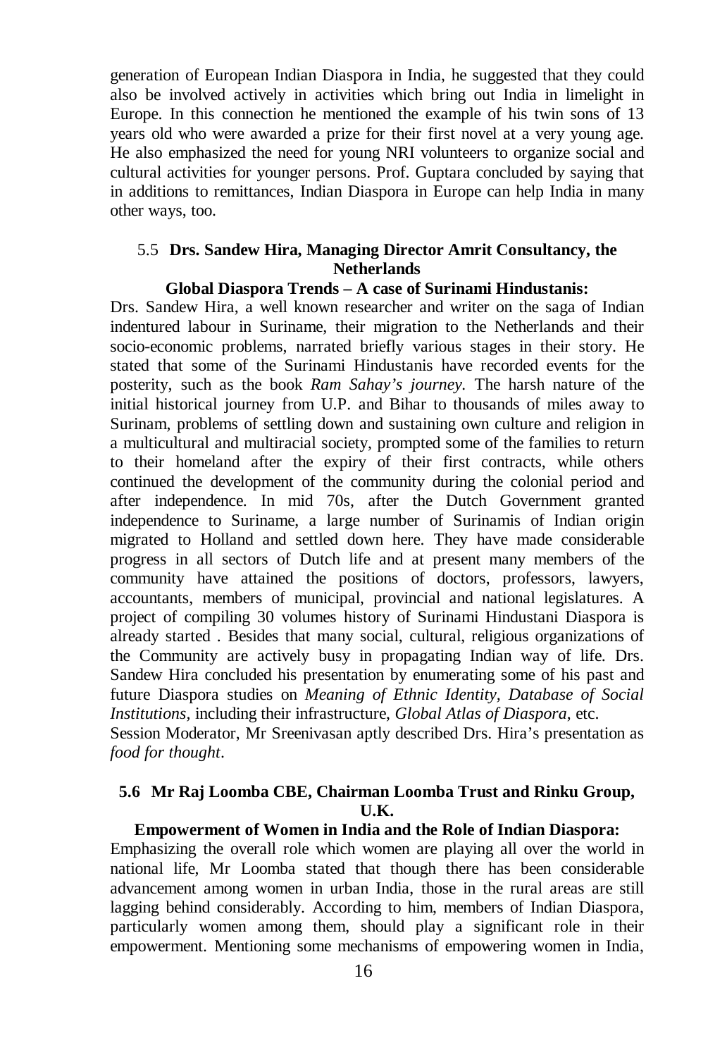generation of European Indian Diaspora in India, he suggested that they could also be involved actively in activities which bring out India in limelight in Europe. In this connection he mentioned the example of his twin sons of 13 years old who were awarded a prize for their first novel at a very young age. He also emphasized the need for young NRI volunteers to organize social and cultural activities for younger persons. Prof. Guptara concluded by saying that in additions to remittances, Indian Diaspora in Europe can help India in many other ways, too.

### 5.5 Drs. Sandew Hira, Managing Director Amrit Consultancy, the Netherlands

**Global Diaspora Trends – A case of Surinami Hindustanis:**

Drs. Sandew Hira, a well known researcher and writer on the saga of Indian indentured labour in Suriname, their migration to the Netherlands and their socio-economic problems, narrated briefly various stages in their story. He stated that some of the Surinami Hindustanis have recorded events for the posterity, such as the book *Ram Sahay's journey.* The harsh nature of the initial historical journey from U.P. and Bihar to thousands of miles away to Surinam, problems of settling down and sustaining own culture and religion in a multicultural and multiracial society, prompted some of the families to return to their homeland after the expiry of their first contracts, while others continued the development of the community during the colonial period and after independence. In mid 70s, after the Dutch Government granted independence to Suriname, a large number of Surinamis of Indian origin migrated to Holland and settled down here. They have made considerable progress in all sectors of Dutch life and at present many members of the community have attained the positions of doctors, professors, lawyers, accountants, members of municipal, provincial and national legislatures. A project of compiling 30 volumes history of Surinami Hindustani Diaspora is already started . Besides that many social, cultural, religious organizations of the Community are actively busy in propagating Indian way of life. Drs. Sandew Hira concluded his presentation by enumerating some of his past and future Diaspora studies on *Meaning of Ethnic Identity, Database of Social Institutions,* including their infrastructure, *Global Atlas of Diaspora*, etc.

Session Moderator, Mr Sreenivasan aptly described Drs. Hira's presentation as *food for thought*.

### 5.6 Mr Raj Loomba CBE, Chairman Loomba Trust and Rinku Group, U.K.

**Empowerment of Women in India and the Role of Indian Diaspora:**

Emphasizing the overall role which women are playing all over the world in national life, Mr Loomba stated that though there has been considerable advancement among women in urban India, those in the rural areas are still lagging behind considerably. According to him, members of Indian Diaspora, particularly women among them, should play a significant role in their empowerment. Mentioning some mechanisms of empowering women in India,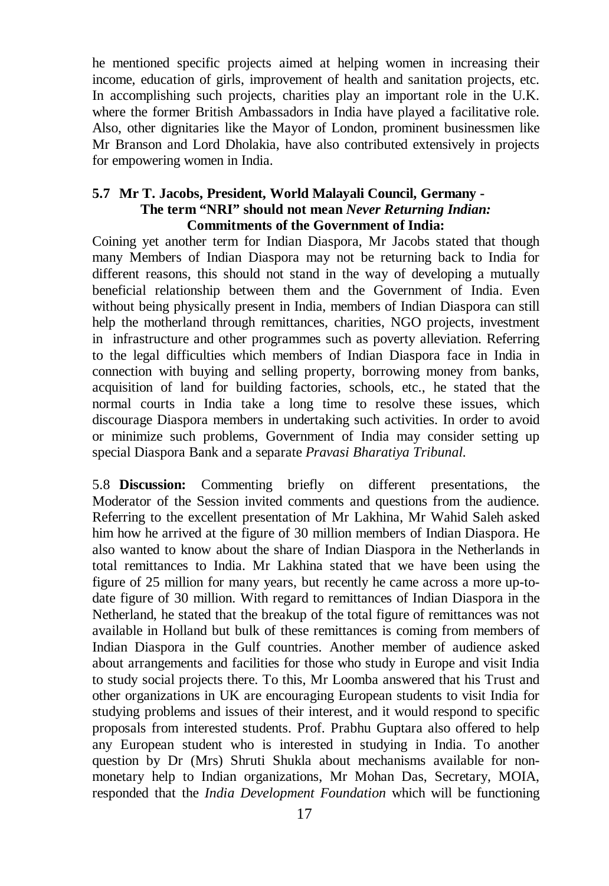he mentioned specific projects aimed at helping women in increasing their income, education of girls, improvement of health and sanitation projects, etc. In accomplishing such projects, charities play an important role in the U.K. where the former British Ambassadors in India have played a facilitative role. Also, other dignitaries like the Mayor of London, prominent businessmen like Mr Branson and Lord Dholakia, have also contributed extensively in projects for empowering women in India.

### 5.7 Mr T. Jacobs, President, World Malayali Council, Germany - The term "NRI" should not mean *Never Returning Indian:* Commitments of the Government of India:

Coining yet another term for Indian Diaspora, Mr Jacobs stated that though many Members of Indian Diaspora may not be returning back to India for different reasons, this should not stand in the way of developing a mutually beneficial relationship between them and the Government of India. Even without being physically present in India, members of Indian Diaspora can still help the motherland through remittances, charities, NGO projects, investment in infrastructure and other programmes such as poverty alleviation. Referring to the legal difficulties which members of Indian Diaspora face in India in connection with buying and selling property, borrowing money from banks, acquisition of land for building factories, schools, etc., he stated that the normal courts in India take a long time to resolve these issues, which discourage Diaspora members in undertaking such activities. In order to avoid or minimize such problems, Government of India may consider setting up special Diaspora Bank and a separate *Pravasi Bharatiya Tribunal.*

5.8 **Discussion:** Commenting briefly on different presentations, the Moderator of the Session invited comments and questions from the audience. Referring to the excellent presentation of Mr Lakhina, Mr Wahid Saleh asked him how he arrived at the figure of 30 million members of Indian Diaspora. He also wanted to know about the share of Indian Diaspora in the Netherlands in total remittances to India. Mr Lakhina stated that we have been using the figure of 25 million for many years, but recently he came across a more up-to-date figure of 30 million. With regard to remittances of Indian Diaspora in the Netherland, he stated that the breakup of the total figure of remittances was not available in Holland but bulk of these remittances is coming from members of Indian Diaspora in the Gulf countries. Another member of audience asked about arrangements and facilities for those who study in Europe and visit India to study social projects there. To this, Mr Loomba answered that his Trust and other organizations in UK are encouraging European students to visit India for studying problems and issues of their interest, and it would respond to specific proposals from interested students. Prof. Prabhu Guptara also offered to help any European student who is interested in studying in India. To another question by Dr (Mrs) Shruti Shukla about mechanisms available for non-monetary help to Indian organizations, Mr Mohan Das, Secretary, MOIA, responded that the *India Development Foundation* which will be functioning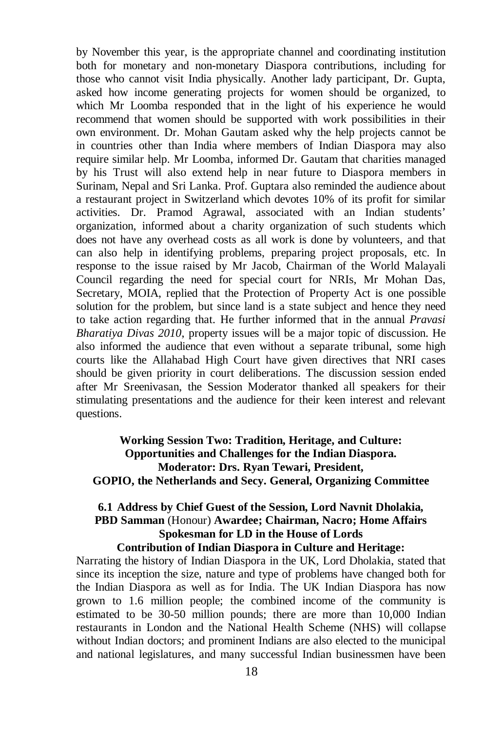by November this year, is the appropriate channel and coordinating institution both for monetary and non-monetary Diaspora contributions, including for those who cannot visit India physically. Another lady participant, Dr. Gupta, asked how income generating projects for women should be organized, to which Mr Loomba responded that in the light of his experience he would recommend that women should be supported with work possibilities in their own environment. Dr. Mohan Gautam asked why the help projects cannot be in countries other than India where members of Indian Diaspora may also require similar help. Mr Loomba, informed Dr. Gautam that charities managed by his Trust will also extend help in near future to Diaspora members in Surinam, Nepal and Sri Lanka. Prof. Guptara also reminded the audience about a restaurant project in Switzerland which devotes 10% of its profit for similar activities. Dr. Pramod Agrawal, associated with an Indian students' organization, informed about a charity organization of such students which does not have any overhead costs as all work is done by volunteers, and that can also help in identifying problems, preparing project proposals, etc. In response to the issue raised by Mr Jacob, Chairman of the World Malayali Council regarding the need for special court for NRIs, Mr Mohan Das, Secretary, MOIA, replied that the Protection of Property Act is one possible solution for the problem, but since land is a state subject and hence they need to take action regarding that. He further informed that in the annual *Pravasi Bharatiya Divas 2010*, property issues will be a major topic of discussion. He also informed the audience that even without a separate tribunal, some high courts like the Allahabad High Court have given directives that NRI cases should be given priority in court deliberations. The discussion session ended after Mr Sreenivasan, the Session Moderator thanked all speakers for their stimulating presentations and the audience for their keen interest and relevant questions.

## Working Session Two: Tradition, Heritage, and Culture: Opportunities and Challenges for the Indian Diaspora. Moderator: Drs. Ryan Tewari, President, GOPIO, the Netherlands and Secy. General, Organizing Committee

### 6.1 Address by Chief Guest of the Session, Lord Navnit Dholakia, PBD Samman (Honour) Awardee; Chairman, Nacro; Home Affairs Spokesman for LD in the House of Lords

**Contribution of Indian Diaspora in Culture and Heritage:**

Narrating the history of Indian Diaspora in the UK, Lord Dholakia, stated that since its inception the size, nature and type of problems have changed both for the Indian Diaspora as well as for India. The UK Indian Diaspora has now grown to 1.6 million people; the combined income of the community is estimated to be 30-50 million pounds; there are more than 10,000 Indian restaurants in London and the National Health Scheme (NHS) will collapse without Indian doctors; and prominent Indians are also elected to the municipal and national legislatures, and many successful Indian businessmen have been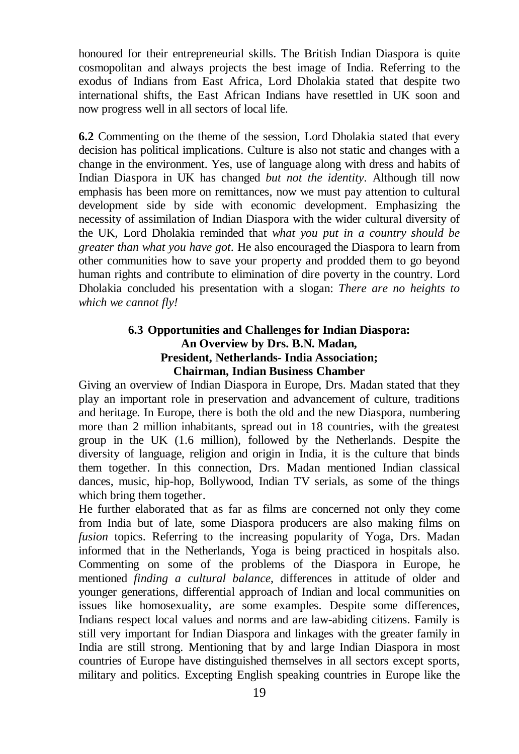honoured for their entrepreneurial skills. The British Indian Diaspora is quite cosmopolitan and always projects the best image of India. Referring to the exodus of Indians from East Africa, Lord Dholakia stated that despite two international shifts, the East African Indians have resettled in UK soon and now progress well in all sectors of local life.

**6.2** Commenting on the theme of the session, Lord Dholakia stated that every decision has political implications. Culture is also not static and changes with a change in the environment. Yes, use of language along with dress and habits of Indian Diaspora in UK has changed *but not the identity*. Although till now emphasis has been more on remittances, now we must pay attention to cultural development side by side with economic development. Emphasizing the necessity of assimilation of Indian Diaspora with the wider cultural diversity of the UK, Lord Dholakia reminded that *what you put in a country should be greater than what you have got*. He also encouraged the Diaspora to learn from other communities how to save your property and prodded them to go beyond human rights and contribute to elimination of dire poverty in the country. Lord Dholakia concluded his presentation with a slogan: *There are no heights to which we cannot fly!*

### 6.3 Opportunities and Challenges for Indian Diaspora: An Overview by Drs. B.N. Madan, President, Netherlands- India Association; Chairman, Indian Business Chamber

Giving an overview of Indian Diaspora in Europe, Drs. Madan stated that they play an important role in preservation and advancement of culture, traditions and heritage. In Europe, there is both the old and the new Diaspora, numbering more than 2 million inhabitants, spread out in 18 countries, with the greatest group in the UK (1.6 million), followed by the Netherlands. Despite the diversity of language, religion and origin in India, it is the culture that binds them together. In this connection, Drs. Madan mentioned Indian classical dances, music, hip-hop, Bollywood, Indian TV serials, as some of the things which bring them together.

He further elaborated that as far as films are concerned not only they come from India but of late, some Diaspora producers are also making films on *fusion* topics. Referring to the increasing popularity of Yoga, Drs. Madan informed that in the Netherlands, Yoga is being practiced in hospitals also. Commenting on some of the problems of the Diaspora in Europe, he mentioned *finding a cultural balance*, differences in attitude of older and younger generations, differential approach of Indian and local communities on issues like homosexuality, are some examples. Despite some differences, Indians respect local values and norms and are law-abiding citizens. Family is still very important for Indian Diaspora and linkages with the greater family in India are still strong. Mentioning that by and large Indian Diaspora in most countries of Europe have distinguished themselves in all sectors except sports, military and politics. Excepting English speaking countries in Europe like the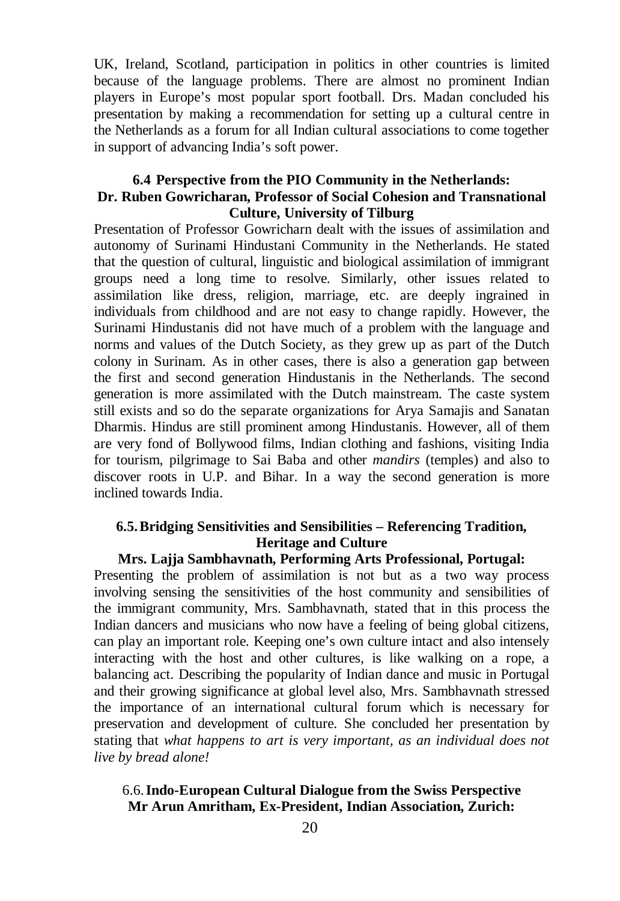UK, Ireland, Scotland, participation in politics in other countries is limited because of the language problems. There are almost no prominent Indian players in Europe's most popular sport football. Drs. Madan concluded his presentation by making a recommendation for setting up a cultural centre in the Netherlands as a forum for all Indian cultural associations to come together in support of advancing India's soft power.

### 6.4 Perspective from the PIO Community in the Netherlands: Dr. Ruben Gowricharan, Professor of Social Cohesion and Transnational Culture, University of Tilburg

Presentation of Professor Gowricharn dealt with the issues of assimilation and autonomy of Surinami Hindustani Community in the Netherlands. He stated that the question of cultural, linguistic and biological assimilation of immigrant groups need a long time to resolve. Similarly, other issues related to assimilation like dress, religion, marriage, etc. are deeply ingrained in individuals from childhood and are not easy to change rapidly. However, the Surinami Hindustanis did not have much of a problem with the language and norms and values of the Dutch Society, as they grew up as part of the Dutch colony in Surinam. As in other cases, there is also a generation gap between the first and second generation Hindustanis in the Netherlands. The second generation is more assimilated with the Dutch mainstream. The caste system still exists and so do the separate organizations for Arya Samajis and Sanatan Dharmis. Hindus are still prominent among Hindustanis. However, all of them are very fond of Bollywood films, Indian clothing and fashions, visiting India for tourism, pilgrimage to Sai Baba and other *mandirs* (temples) and also to discover roots in U.P. and Bihar. In a way the second generation is more inclined towards India.

### 6.5. Bridging Sensitivities and Sensibilities – Referencing Tradition, Heritage and Culture

**Mrs. Lajja Sambhavnath, Performing Arts Professional, Portugal:**

Presenting the problem of assimilation is not but as a two way process involving sensing the sensitivities of the host community and sensibilities of the immigrant community, Mrs. Sambhavnath, stated that in this process the Indian dancers and musicians who now have a feeling of being global citizens, can play an important role. Keeping one's own culture intact and also intensely interacting with the host and other cultures, is like walking on a rope, a balancing act. Describing the popularity of Indian dance and music in Portugal and their growing significance at global level also, Mrs. Sambhavnath stressed the importance of an international cultural forum which is necessary for preservation and development of culture. She concluded her presentation by stating that *what happens to art is very important, as an individual does not live by bread alone!*

### 6.6. Indo-European Cultural Dialogue from the Swiss Perspective

**Mr Arun Amritham, Ex-President, Indian Association, Zurich:**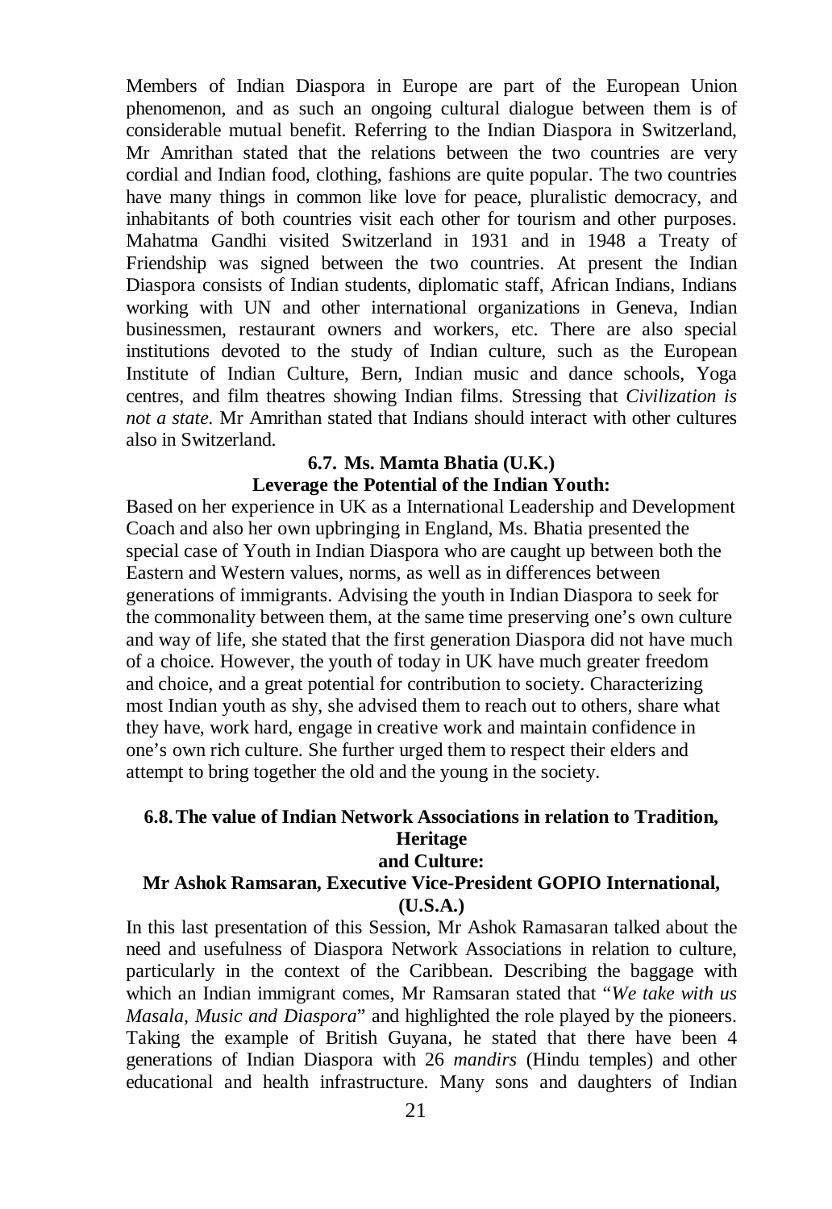Members of Indian Diaspora in Europe are part of the European Union phenomenon, and as such an ongoing cultural dialogue between them is of considerable mutual benefit. Referring to the Indian Diaspora in Switzerland, Mr Amrithan stated that the relations between the two countries are very cordial and Indian food, clothing, fashions are quite popular. The two countries have many things in common like love for peace, pluralistic democracy, and inhabitants of both countries visit each other for tourism and other purposes. Mahatma Gandhi visited Switzerland in 1931 and in 1948 a Treaty of Friendship was signed between the two countries. At present the Indian Diaspora consists of Indian students, diplomatic staff, African Indians, Indians working with UN and other international organizations in Geneva, Indian businessmen, restaurant owners and workers, etc. There are also special institutions devoted to the study of Indian culture, such as the European Institute of Indian Culture, Bern, Indian music and dance schools, Yoga centres, and film theatres showing Indian films. Stressing that *Civilization is not a state.* Mr Amrithan stated that Indians should interact with other cultures also in Switzerland.

### 6.7. Ms. Mamta Bhatia (U.K.)
### Leverage the Potential of the Indian Youth:

Based on her experience in UK as a International Leadership and Development Coach and also her own upbringing in England, Ms. Bhatia presented the special case of Youth in Indian Diaspora who are caught up between both the Eastern and Western values, norms, as well as in differences between generations of immigrants. Advising the youth in Indian Diaspora to seek for the commonality between them, at the same time preserving one's own culture and way of life, she stated that the first generation Diaspora did not have much of a choice. However, the youth of today in UK have much greater freedom and choice, and a great potential for contribution to society. Characterizing most Indian youth as shy, she advised them to reach out to others, share what they have, work hard, engage in creative work and maintain confidence in one's own rich culture. She further urged them to respect their elders and attempt to bring together the old and the young in the society.

### 6.8. The value of Indian Network Associations in relation to Tradition, Heritage and Culture:
### Mr Ashok Ramsaran, Executive Vice-President GOPIO International, (U.S.A.)

In this last presentation of this Session, Mr Ashok Ramasaran talked about the need and usefulness of Diaspora Network Associations in relation to culture, particularly in the context of the Caribbean. Describing the baggage with which an Indian immigrant comes, Mr Ramsaran stated that "*We take with us Masala, Music and Diaspora*" and highlighted the role played by the pioneers. Taking the example of British Guyana, he stated that there have been 4 generations of Indian Diaspora with 26 *mandirs* (Hindu temples) and other educational and health infrastructure. Many sons and daughters of Indian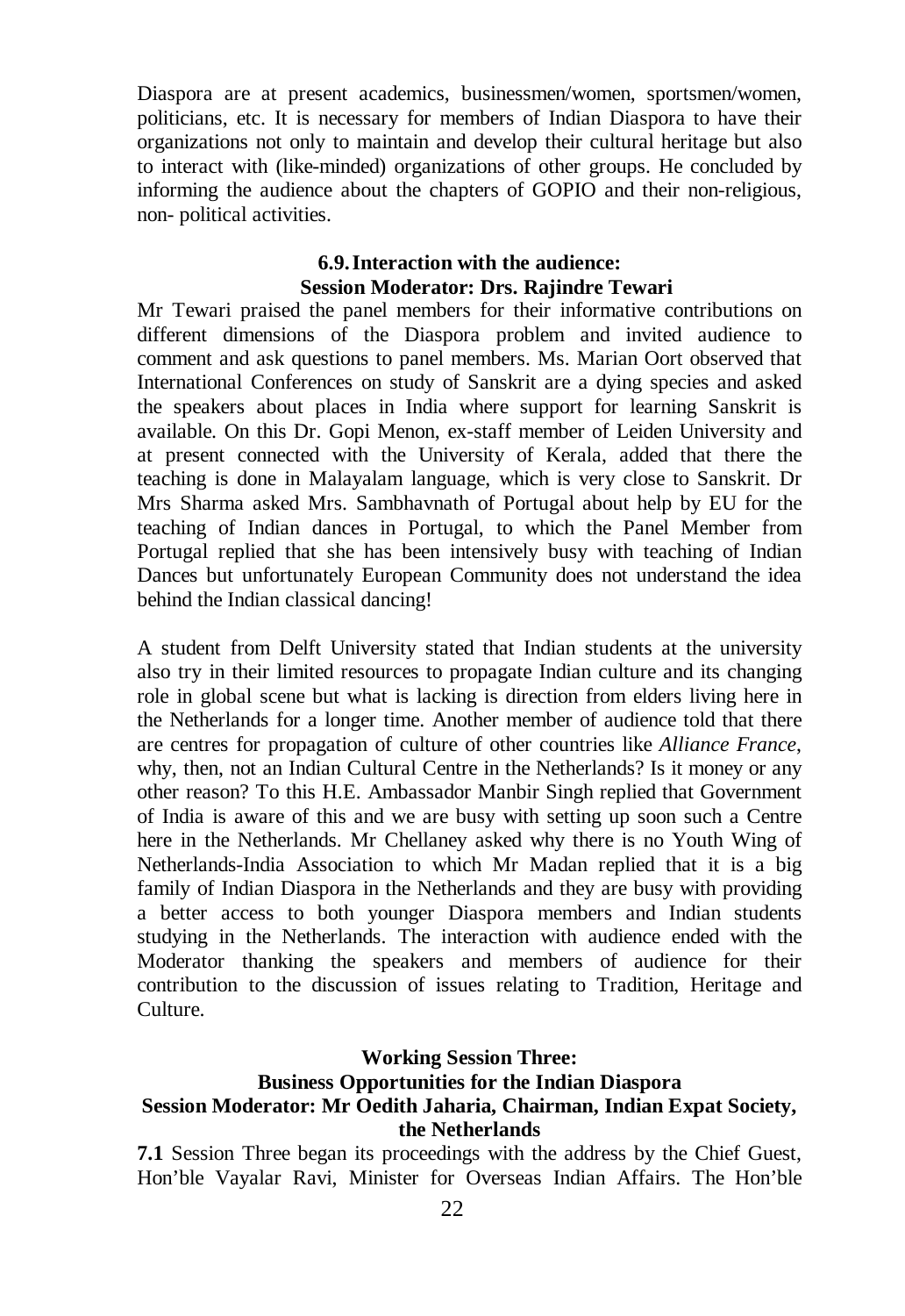Diaspora are at present academics, businessmen/women, sportsmen/women, politicians, etc. It is necessary for members of Indian Diaspora to have their organizations not only to maintain and develop their cultural heritage but also to interact with (like-minded) organizations of other groups. He concluded by informing the audience about the chapters of GOPIO and their non-religious, non- political activities.

### 6.9. Interaction with the audience:
### Session Moderator: Drs. Rajindre Tewari

Mr Tewari praised the panel members for their informative contributions on different dimensions of the Diaspora problem and invited audience to comment and ask questions to panel members. Ms. Marian Oort observed that International Conferences on study of Sanskrit are a dying species and asked the speakers about places in India where support for learning Sanskrit is available. On this Dr. Gopi Menon, ex-staff member of Leiden University and at present connected with the University of Kerala, added that there the teaching is done in Malayalam language, which is very close to Sanskrit. Dr Mrs Sharma asked Mrs. Sambhavnath of Portugal about help by EU for the teaching of Indian dances in Portugal, to which the Panel Member from Portugal replied that she has been intensively busy with teaching of Indian Dances but unfortunately European Community does not understand the idea behind the Indian classical dancing!

A student from Delft University stated that Indian students at the university also try in their limited resources to propagate Indian culture and its changing role in global scene but what is lacking is direction from elders living here in the Netherlands for a longer time. Another member of audience told that there are centres for propagation of culture of other countries like *Alliance France*, why, then, not an Indian Cultural Centre in the Netherlands? Is it money or any other reason? To this H.E. Ambassador Manbir Singh replied that Government of India is aware of this and we are busy with setting up soon such a Centre here in the Netherlands. Mr Chellaney asked why there is no Youth Wing of Netherlands-India Association to which Mr Madan replied that it is a big family of Indian Diaspora in the Netherlands and they are busy with providing a better access to both younger Diaspora members and Indian students studying in the Netherlands. The interaction with audience ended with the Moderator thanking the speakers and members of audience for their contribution to the discussion of issues relating to Tradition, Heritage and Culture.

## Working Session Three:
## Business Opportunities for the Indian Diaspora
## Session Moderator: Mr Oedith Jaharia, Chairman, Indian Expat Society, the Netherlands

**7.1** Session Three began its proceedings with the address by the Chief Guest, Hon'ble Vayalar Ravi, Minister for Overseas Indian Affairs. The Hon'ble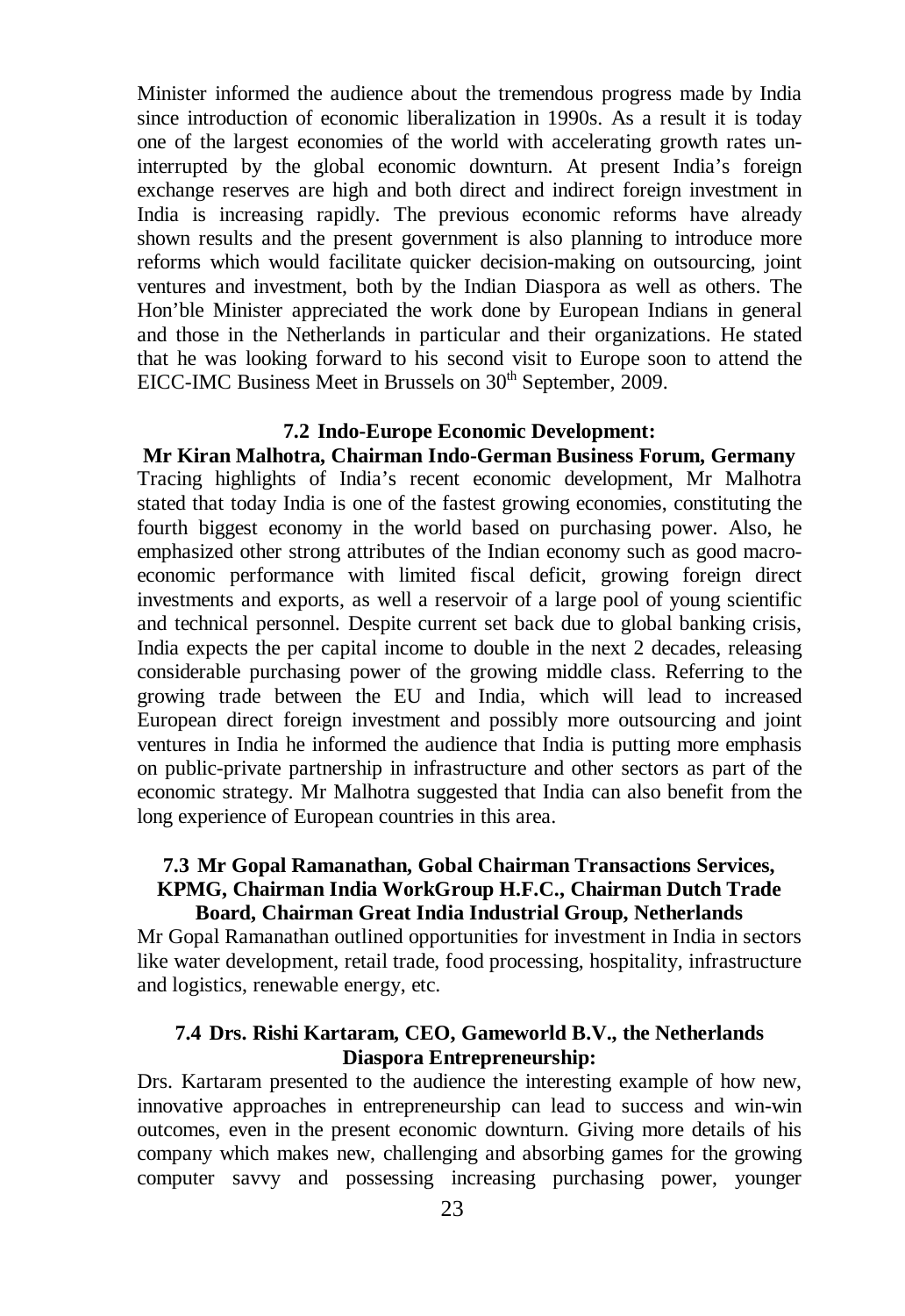Minister informed the audience about the tremendous progress made by India since introduction of economic liberalization in 1990s. As a result it is today one of the largest economies of the world with accelerating growth rates uninterrupted by the global economic downturn. At present India's foreign exchange reserves are high and both direct and indirect foreign investment in India is increasing rapidly. The previous economic reforms have already shown results and the present government is also planning to introduce more reforms which would facilitate quicker decision-making on outsourcing, joint ventures and investment, both by the Indian Diaspora as well as others. The Hon'ble Minister appreciated the work done by European Indians in general and those in the Netherlands in particular and their organizations. He stated that he was looking forward to his second visit to Europe soon to attend the EICC-IMC Business Meet in Brussels on 30th September, 2009.

### 7.2 Indo-Europe Economic Development:

**Mr Kiran Malhotra, Chairman Indo-German Business Forum, Germany**

Tracing highlights of India's recent economic development, Mr Malhotra stated that today India is one of the fastest growing economies, constituting the fourth biggest economy in the world based on purchasing power. Also, he emphasized other strong attributes of the Indian economy such as good macro-economic performance with limited fiscal deficit, growing foreign direct investments and exports, as well a reservoir of a large pool of young scientific and technical personnel. Despite current set back due to global banking crisis, India expects the per capital income to double in the next 2 decades, releasing considerable purchasing power of the growing middle class. Referring to the growing trade between the EU and India, which will lead to increased European direct foreign investment and possibly more outsourcing and joint ventures in India he informed the audience that India is putting more emphasis on public-private partnership in infrastructure and other sectors as part of the economic strategy. Mr Malhotra suggested that India can also benefit from the long experience of European countries in this area.

### 7.3 Mr Gopal Ramanathan, Gobal Chairman Transactions Services, KPMG, Chairman India WorkGroup H.F.C., Chairman Dutch Trade Board, Chairman Great India Industrial Group, Netherlands

Mr Gopal Ramanathan outlined opportunities for investment in India in sectors like water development, retail trade, food processing, hospitality, infrastructure and logistics, renewable energy, etc.

### 7.4 Drs. Rishi Kartaram, CEO, Gameworld B.V., the Netherlands Diaspora Entrepreneurship:

Drs. Kartaram presented to the audience the interesting example of how new, innovative approaches in entrepreneurship can lead to success and win-win outcomes, even in the present economic downturn. Giving more details of his company which makes new, challenging and absorbing games for the growing computer savvy and possessing increasing purchasing power, younger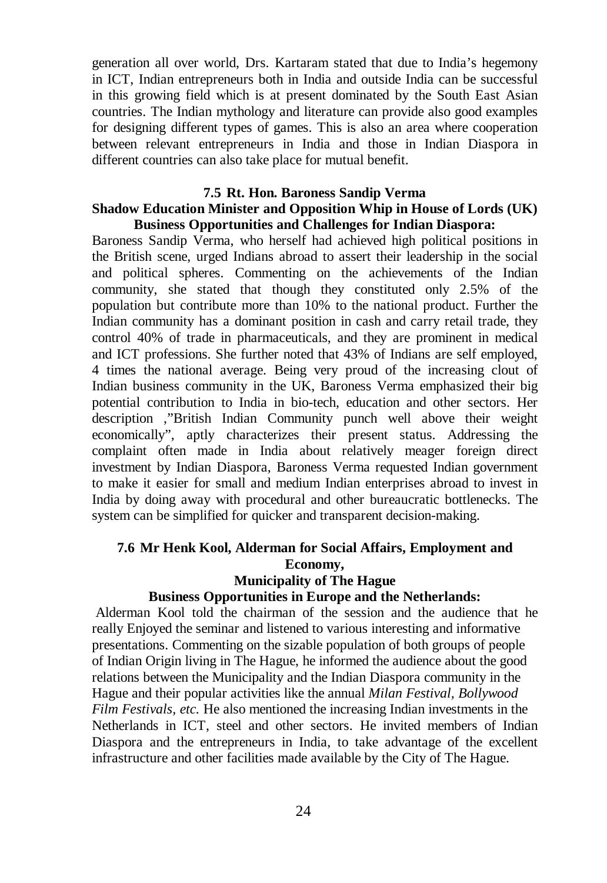generation all over world, Drs. Kartaram stated that due to India's hegemony in ICT, Indian entrepreneurs both in India and outside India can be successful in this growing field which is at present dominated by the South East Asian countries. The Indian mythology and literature can provide also good examples for designing different types of games. This is also an area where cooperation between relevant entrepreneurs in India and those in Indian Diaspora in different countries can also take place for mutual benefit.

### 7.5 Rt. Hon. Baroness Sandip Verma
### Shadow Education Minister and Opposition Whip in House of Lords (UK)
### Business Opportunities and Challenges for Indian Diaspora:

Baroness Sandip Verma, who herself had achieved high political positions in the British scene, urged Indians abroad to assert their leadership in the social and political spheres. Commenting on the achievements of the Indian community, she stated that though they constituted only 2.5% of the population but contribute more than 10% to the national product. Further the Indian community has a dominant position in cash and carry retail trade, they control 40% of trade in pharmaceuticals, and they are prominent in medical and ICT professions. She further noted that 43% of Indians are self employed, 4 times the national average. Being very proud of the increasing clout of Indian business community in the UK, Baroness Verma emphasized their big potential contribution to India in bio-tech, education and other sectors. Her description ,"British Indian Community punch well above their weight economically", aptly characterizes their present status. Addressing the complaint often made in India about relatively meager foreign direct investment by Indian Diaspora, Baroness Verma requested Indian government to make it easier for small and medium Indian enterprises abroad to invest in India by doing away with procedural and other bureaucratic bottlenecks. The system can be simplified for quicker and transparent decision-making.

### 7.6 Mr Henk Kool, Alderman for Social Affairs, Employment and Economy,
### Municipality of The Hague
### Business Opportunities in Europe and the Netherlands:

Alderman Kool told the chairman of the session and the audience that he really Enjoyed the seminar and listened to various interesting and informative presentations. Commenting on the sizable population of both groups of people of Indian Origin living in The Hague, he informed the audience about the good relations between the Municipality and the Indian Diaspora community in the Hague and their popular activities like the annual *Milan Festival, Bollywood Film Festivals, etc.* He also mentioned the increasing Indian investments in the Netherlands in ICT, steel and other sectors. He invited members of Indian Diaspora and the entrepreneurs in India, to take advantage of the excellent infrastructure and other facilities made available by the City of The Hague.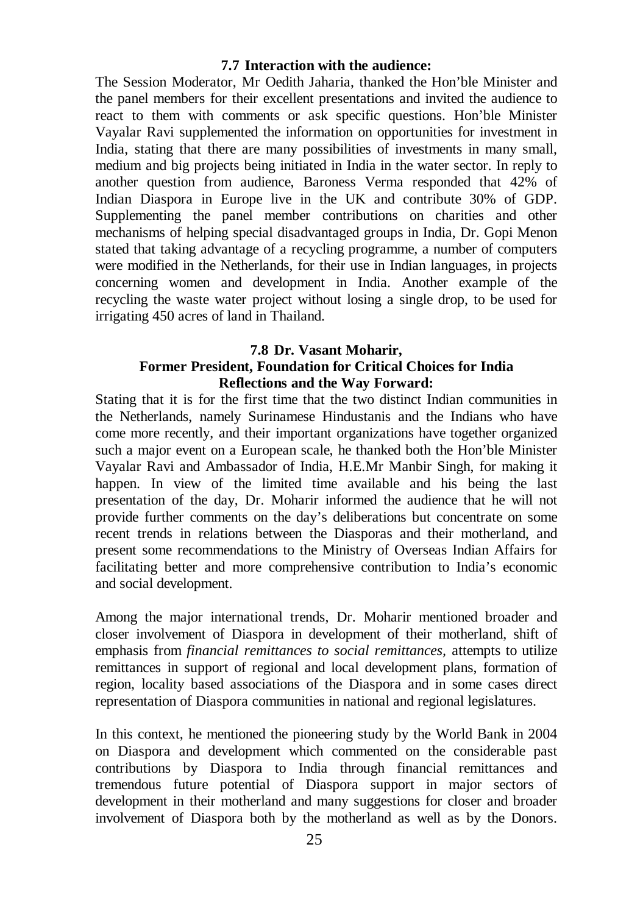### 7.7 Interaction with the audience:

The Session Moderator, Mr Oedith Jaharia, thanked the Hon'ble Minister and the panel members for their excellent presentations and invited the audience to react to them with comments or ask specific questions. Hon'ble Minister Vayalar Ravi supplemented the information on opportunities for investment in India, stating that there are many possibilities of investments in many small, medium and big projects being initiated in India in the water sector. In reply to another question from audience, Baroness Verma responded that 42% of Indian Diaspora in Europe live in the UK and contribute 30% of GDP. Supplementing the panel member contributions on charities and other mechanisms of helping special disadvantaged groups in India, Dr. Gopi Menon stated that taking advantage of a recycling programme, a number of computers were modified in the Netherlands, for their use in Indian languages, in projects concerning women and development in India. Another example of the recycling the waste water project without losing a single drop, to be used for irrigating 450 acres of land in Thailand.

### 7.8 Dr. Vasant Moharir, Former President, Foundation for Critical Choices for India Reflections and the Way Forward:

Stating that it is for the first time that the two distinct Indian communities in the Netherlands, namely Surinamese Hindustanis and the Indians who have come more recently, and their important organizations have together organized such a major event on a European scale, he thanked both the Hon'ble Minister Vayalar Ravi and Ambassador of India, H.E.Mr Manbir Singh, for making it happen. In view of the limited time available and his being the last presentation of the day, Dr. Moharir informed the audience that he will not provide further comments on the day's deliberations but concentrate on some recent trends in relations between the Diasporas and their motherland, and present some recommendations to the Ministry of Overseas Indian Affairs for facilitating better and more comprehensive contribution to India's economic and social development.

Among the major international trends, Dr. Moharir mentioned broader and closer involvement of Diaspora in development of their motherland, shift of emphasis from *financial remittances to social remittances,* attempts to utilize remittances in support of regional and local development plans, formation of region, locality based associations of the Diaspora and in some cases direct representation of Diaspora communities in national and regional legislatures.

In this context, he mentioned the pioneering study by the World Bank in 2004 on Diaspora and development which commented on the considerable past contributions by Diaspora to India through financial remittances and tremendous future potential of Diaspora support in major sectors of development in their motherland and many suggestions for closer and broader involvement of Diaspora both by the motherland as well as by the Donors.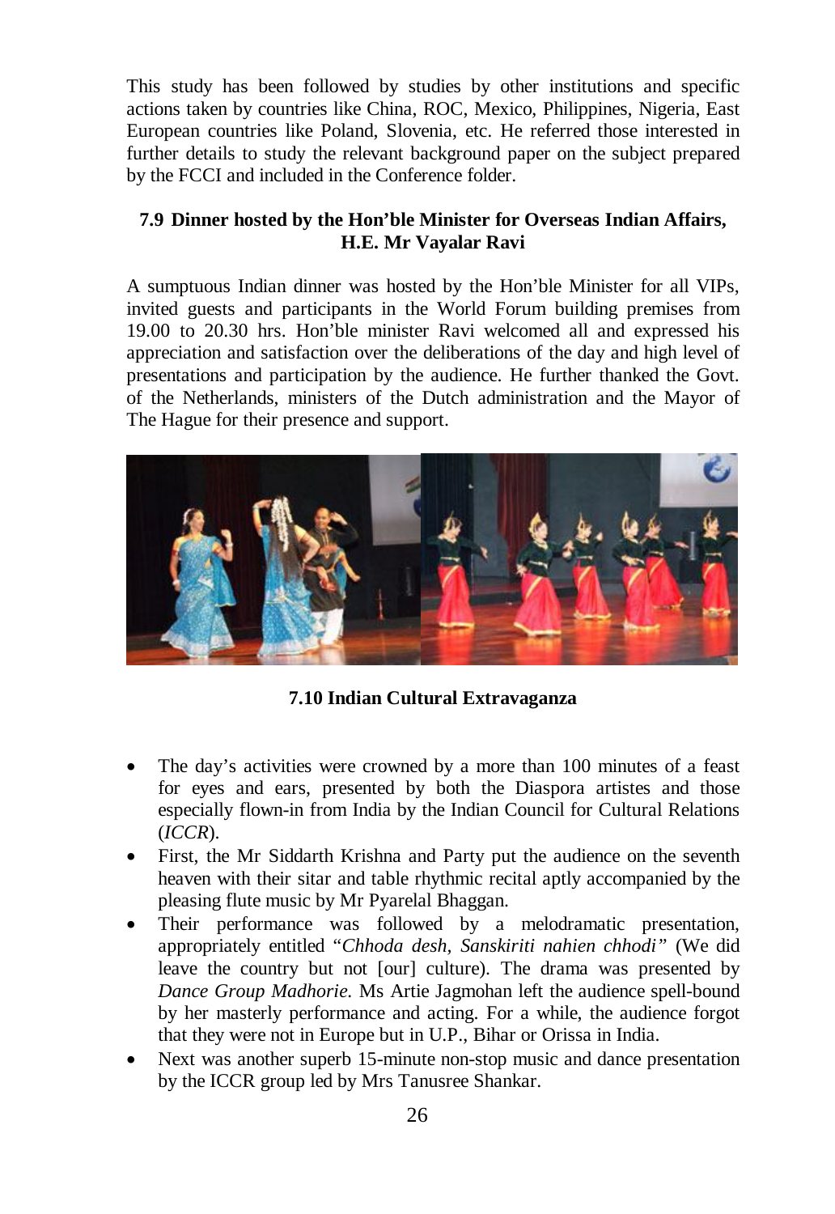This study has been followed by studies by other institutions and specific actions taken by countries like China, ROC, Mexico, Philippines, Nigeria, East European countries like Poland, Slovenia, etc. He referred those interested in further details to study the relevant background paper on the subject prepared by the FCCI and included in the Conference folder.

### 7.9 Dinner hosted by the Hon'ble Minister for Overseas Indian Affairs, H.E. Mr Vayalar Ravi

A sumptuous Indian dinner was hosted by the Hon'ble Minister for all VIPs, invited guests and participants in the World Forum building premises from 19.00 to 20.30 hrs. Hon'ble minister Ravi welcomed all and expressed his appreciation and satisfaction over the deliberations of the day and high level of presentations and participation by the audience. He further thanked the Govt. of the Netherlands, ministers of the Dutch administration and the Mayor of The Hague for their presence and support.

### 7.10 Indian Cultural Extravaganza

- The day's activities were crowned by a more than 100 minutes of a feast for eyes and ears, presented by both the Diaspora artistes and those especially flown-in from India by the Indian Council for Cultural Relations (*ICCR*).
- First, the Mr Siddarth Krishna and Party put the audience on the seventh heaven with their sitar and table rhythmic recital aptly accompanied by the pleasing flute music by Mr Pyarelal Bhaggan.
- Their performance was followed by a melodramatic presentation, appropriately entitled "*Chhoda desh, Sanskiriti nahien chhodi"* (We did leave the country but not [our] culture). The drama was presented by *Dance Group Madhorie.* Ms Artie Jagmohan left the audience spell-bound by her masterly performance and acting. For a while, the audience forgot that they were not in Europe but in U.P., Bihar or Orissa in India.
- Next was another superb 15-minute non-stop music and dance presentation by the ICCR group led by Mrs Tanusree Shankar.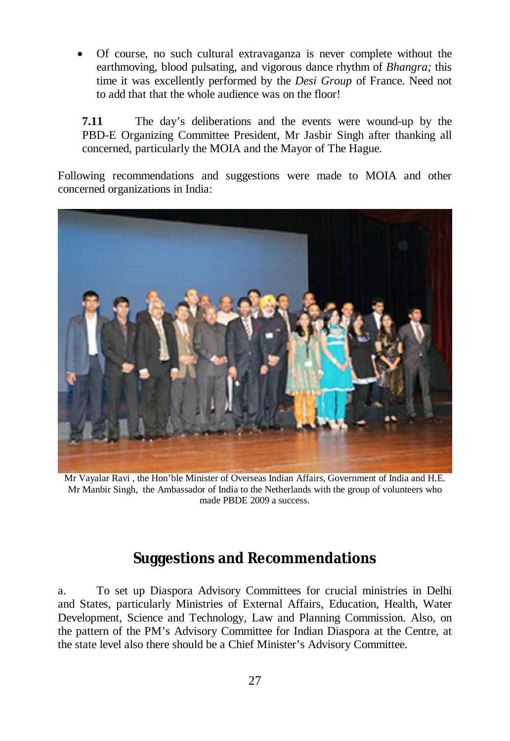- Of course, no such cultural extravaganza is never complete without the earthmoving, blood pulsating, and vigorous dance rhythm of *Bhangra;* this time it was excellently performed by the *Desi Group* of France. Need not to add that that the whole audience was on the floor!

**7.11** The day's deliberations and the events were wound-up by the PBD-E Organizing Committee President, Mr Jasbir Singh after thanking all concerned, particularly the MOIA and the Mayor of The Hague.

Following recommendations and suggestions were made to MOIA and other concerned organizations in India:

Mr Vayalar Ravi , the Hon'ble Minister of Overseas Indian Affairs, Government of India and H.E. Mr Manbir Singh, the Ambassador of India to the Netherlands with the group of volunteers who made PBDE 2009 a success.

## Suggestions and Recommendations

a. To set up Diaspora Advisory Committees for crucial ministries in Delhi and States, particularly Ministries of External Affairs, Education, Health, Water Development, Science and Technology, Law and Planning Commission. Also, on the pattern of the PM's Advisory Committee for Indian Diaspora at the Centre, at the state level also there should be a Chief Minister's Advisory Committee.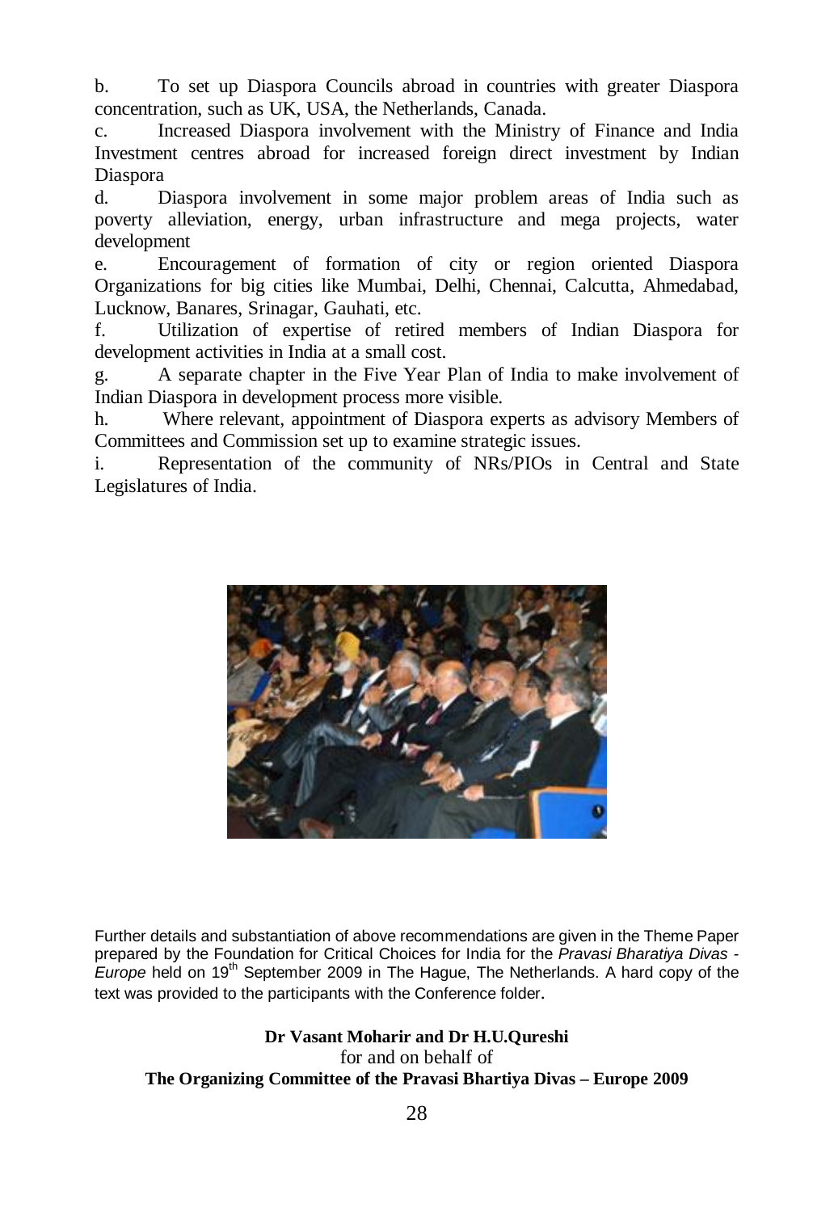b. To set up Diaspora Councils abroad in countries with greater Diaspora concentration, such as UK, USA, the Netherlands, Canada.

c. Increased Diaspora involvement with the Ministry of Finance and India Investment centres abroad for increased foreign direct investment by Indian Diaspora

d. Diaspora involvement in some major problem areas of India such as poverty alleviation, energy, urban infrastructure and mega projects, water development

e. Encouragement of formation of city or region oriented Diaspora Organizations for big cities like Mumbai, Delhi, Chennai, Calcutta, Ahmedabad, Lucknow, Banares, Srinagar, Gauhati, etc.

f. Utilization of expertise of retired members of Indian Diaspora for development activities in India at a small cost.

g. A separate chapter in the Five Year Plan of India to make involvement of Indian Diaspora in development process more visible.

h. Where relevant, appointment of Diaspora experts as advisory Members of Committees and Commission set up to examine strategic issues.

i. Representation of the community of NRs/PIOs in Central and State Legislatures of India.

Further details and substantiation of above recommendations are given in the Theme Paper prepared by the Foundation for Critical Choices for India for the *Pravasi Bharatiya Divas - Europe* held on 19th September 2009 in The Hague, The Netherlands. A hard copy of the text was provided to the participants with the Conference folder.

**Dr Vasant Moharir and Dr H.U.Qureshi**
for and on behalf of
**The Organizing Committee of the Pravasi Bhartiya Divas – Europe 2009**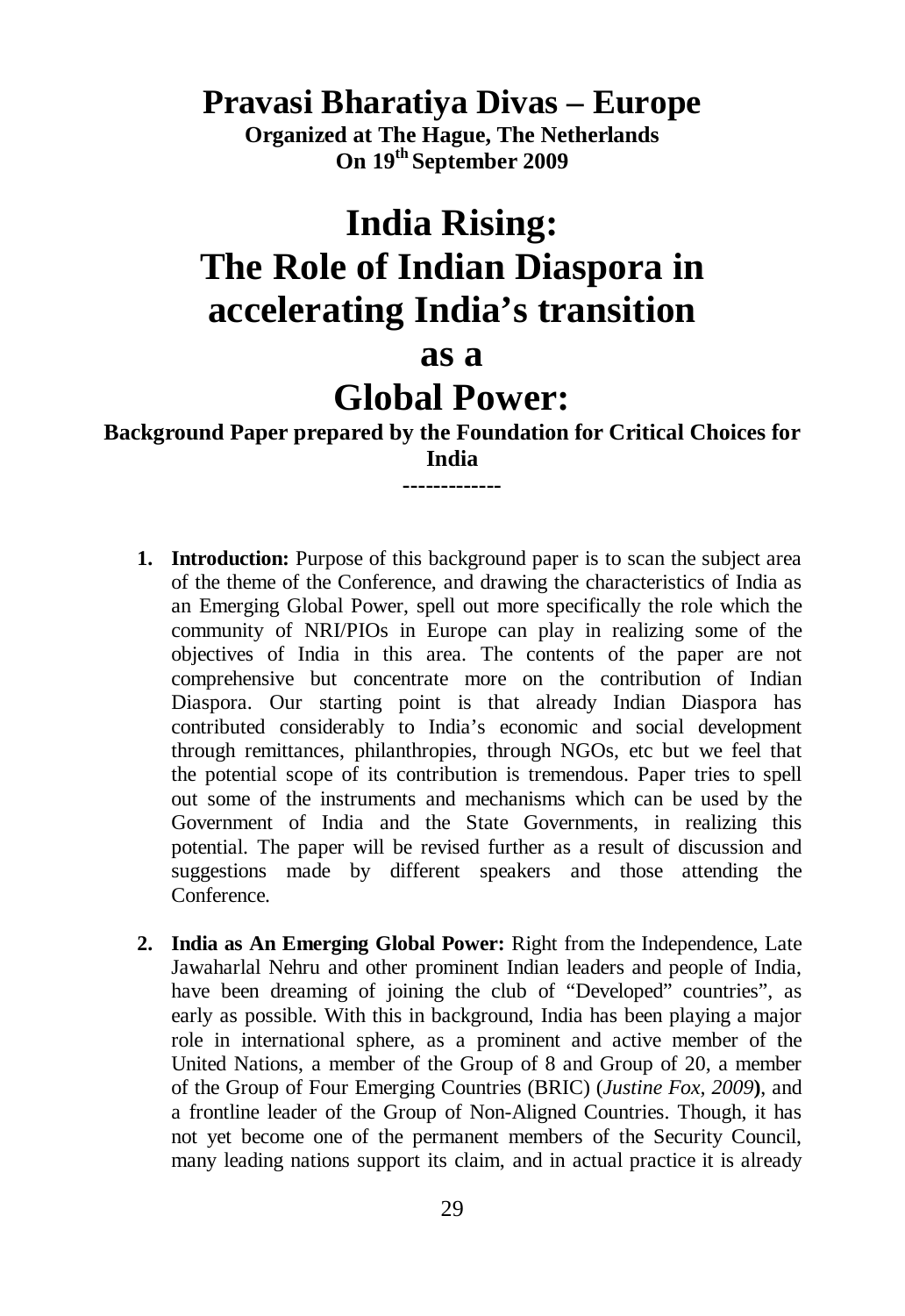# Pravasi Bharatiya Divas – Europe

**Organized at The Hague, The Netherlands**
**On 19th September 2009**

# India Rising: The Role of Indian Diaspora in accelerating India's transition as a Global Power:

**Background Paper prepared by the Foundation for Critical Choices for India**

**-------------**

1. **Introduction:** Purpose of this background paper is to scan the subject area of the theme of the Conference, and drawing the characteristics of India as an Emerging Global Power, spell out more specifically the role which the community of NRI/PIOs in Europe can play in realizing some of the objectives of India in this area. The contents of the paper are not comprehensive but concentrate more on the contribution of Indian Diaspora. Our starting point is that already Indian Diaspora has contributed considerably to India's economic and social development through remittances, philanthropies, through NGOs, etc but we feel that the potential scope of its contribution is tremendous. Paper tries to spell out some of the instruments and mechanisms which can be used by the Government of India and the State Governments, in realizing this potential. The paper will be revised further as a result of discussion and suggestions made by different speakers and those attending the Conference.

2. **India as An Emerging Global Power:** Right from the Independence, Late Jawaharlal Nehru and other prominent Indian leaders and people of India, have been dreaming of joining the club of "Developed" countries", as early as possible. With this in background, India has been playing a major role in international sphere, as a prominent and active member of the United Nations, a member of the Group of 8 and Group of 20, a member of the Group of Four Emerging Countries (BRIC) (*Justine Fox, 2009***)**, and a frontline leader of the Group of Non-Aligned Countries. Though, it has not yet become one of the permanent members of the Security Council, many leading nations support its claim, and in actual practice it is already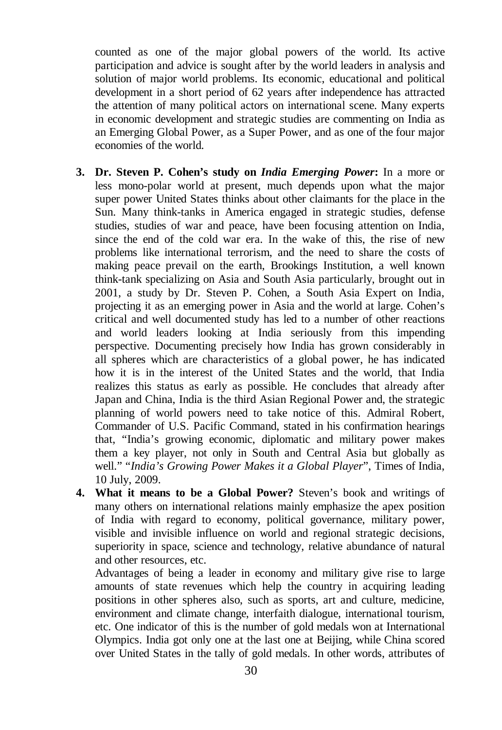counted as one of the major global powers of the world. Its active participation and advice is sought after by the world leaders in analysis and solution of major world problems. Its economic, educational and political development in a short period of 62 years after independence has attracted the attention of many political actors on international scene. Many experts in economic development and strategic studies are commenting on India as an Emerging Global Power, as a Super Power, and as one of the four major economies of the world.

3. **Dr. Steven P. Cohen's study on *India Emerging Power*:** In a more or less mono-polar world at present, much depends upon what the major super power United States thinks about other claimants for the place in the Sun. Many think-tanks in America engaged in strategic studies, defense studies, studies of war and peace, have been focusing attention on India, since the end of the cold war era. In the wake of this, the rise of new problems like international terrorism, and the need to share the costs of making peace prevail on the earth, Brookings Institution, a well known think-tank specializing on Asia and South Asia particularly, brought out in 2001, a study by Dr. Steven P. Cohen, a South Asia Expert on India, projecting it as an emerging power in Asia and the world at large. Cohen's critical and well documented study has led to a number of other reactions and world leaders looking at India seriously from this impending perspective. Documenting precisely how India has grown considerably in all spheres which are characteristics of a global power, he has indicated how it is in the interest of the United States and the world, that India realizes this status as early as possible. He concludes that already after Japan and China, India is the third Asian Regional Power and, the strategic planning of world powers need to take notice of this. Admiral Robert, Commander of U.S. Pacific Command, stated in his confirmation hearings that, "India's growing economic, diplomatic and military power makes them a key player, not only in South and Central Asia but globally as well." "*India's Growing Power Makes it a Global Player*", Times of India, 10 July, 2009.

4. **What it means to be a Global Power?** Steven's book and writings of many others on international relations mainly emphasize the apex position of India with regard to economy, political governance, military power, visible and invisible influence on world and regional strategic decisions, superiority in space, science and technology, relative abundance of natural and other resources, etc.

   Advantages of being a leader in economy and military give rise to large amounts of state revenues which help the country in acquiring leading positions in other spheres also, such as sports, art and culture, medicine, environment and climate change, interfaith dialogue, international tourism, etc. One indicator of this is the number of gold medals won at International Olympics. India got only one at the last one at Beijing, while China scored over United States in the tally of gold medals. In other words, attributes of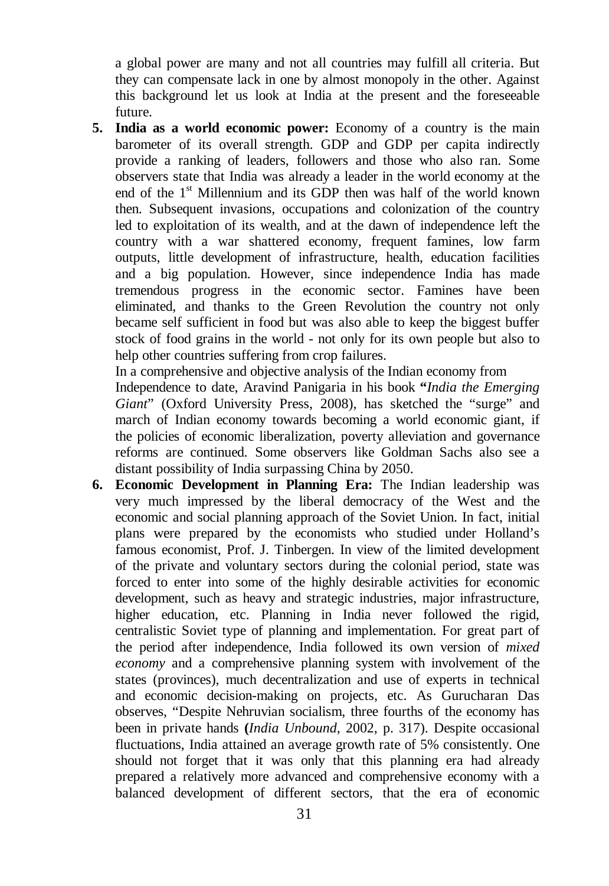a global power are many and not all countries may fulfill all criteria. But they can compensate lack in one by almost monopoly in the other. Against this background let us look at India at the present and the foreseeable future.

5. **India as a world economic power:** Economy of a country is the main barometer of its overall strength. GDP and GDP per capita indirectly provide a ranking of leaders, followers and those who also ran. Some observers state that India was already a leader in the world economy at the end of the 1st Millennium and its GDP then was half of the world known then. Subsequent invasions, occupations and colonization of the country led to exploitation of its wealth, and at the dawn of independence left the country with a war shattered economy, frequent famines, low farm outputs, little development of infrastructure, health, education facilities and a big population. However, since independence India has made tremendous progress in the economic sector. Famines have been eliminated, and thanks to the Green Revolution the country not only became self sufficient in food but was also able to keep the biggest buffer stock of food grains in the world - not only for its own people but also to help other countries suffering from crop failures.

   In a comprehensive and objective analysis of the Indian economy from Independence to date, Aravind Panigaria in his book **"***India the Emerging Giant*" (Oxford University Press, 2008), has sketched the "surge" and march of Indian economy towards becoming a world economic giant, if the policies of economic liberalization, poverty alleviation and governance reforms are continued. Some observers like Goldman Sachs also see a distant possibility of India surpassing China by 2050.

6. **Economic Development in Planning Era:** The Indian leadership was very much impressed by the liberal democracy of the West and the economic and social planning approach of the Soviet Union. In fact, initial plans were prepared by the economists who studied under Holland's famous economist, Prof. J. Tinbergen. In view of the limited development of the private and voluntary sectors during the colonial period, state was forced to enter into some of the highly desirable activities for economic development, such as heavy and strategic industries, major infrastructure, higher education, etc. Planning in India never followed the rigid, centralistic Soviet type of planning and implementation. For great part of the period after independence, India followed its own version of *mixed economy* and a comprehensive planning system with involvement of the states (provinces), much decentralization and use of experts in technical and economic decision-making on projects, etc. As Gurucharan Das observes, "Despite Nehruvian socialism, three fourths of the economy has been in private hands **(***India Unbound*, 2002, p. 317). Despite occasional fluctuations, India attained an average growth rate of 5% consistently. One should not forget that it was only that this planning era had already prepared a relatively more advanced and comprehensive economy with a balanced development of different sectors, that the era of economic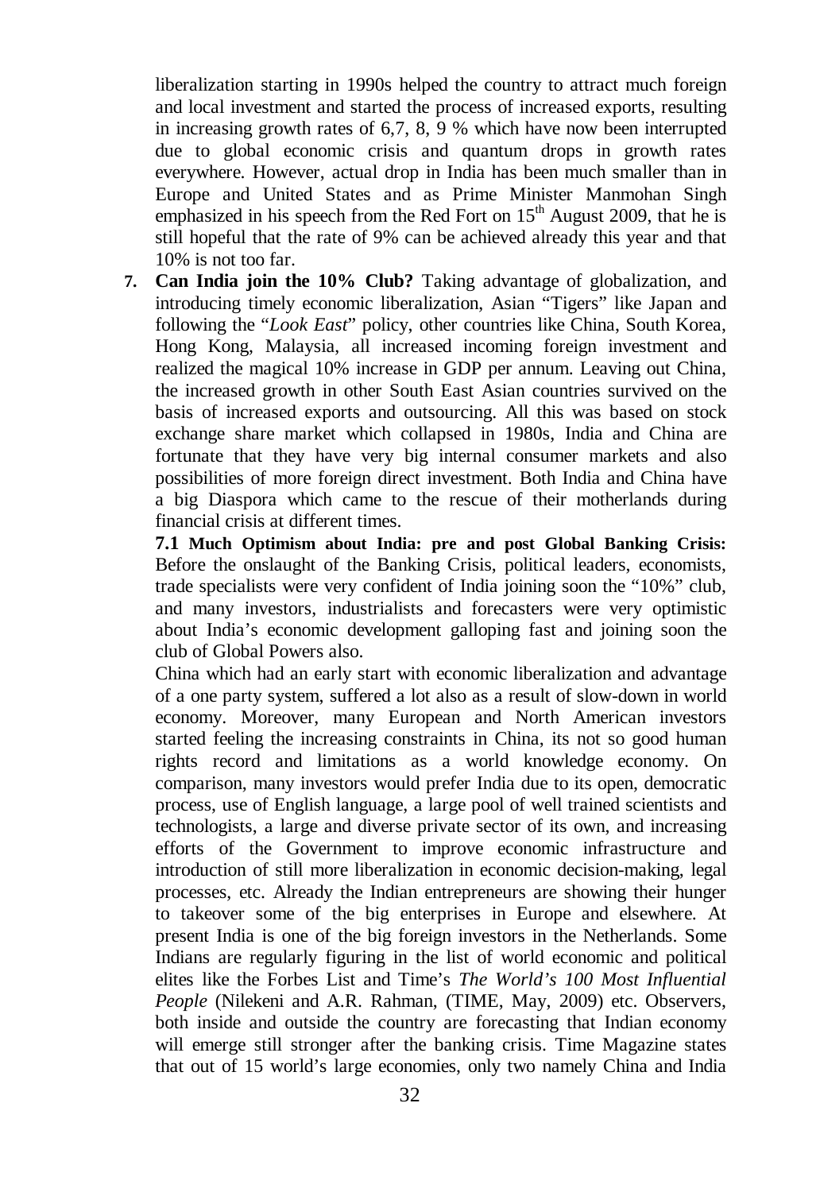liberalization starting in 1990s helped the country to attract much foreign and local investment and started the process of increased exports, resulting in increasing growth rates of 6,7, 8, 9 % which have now been interrupted due to global economic crisis and quantum drops in growth rates everywhere. However, actual drop in India has been much smaller than in Europe and United States and as Prime Minister Manmohan Singh emphasized in his speech from the Red Fort on 15th August 2009, that he is still hopeful that the rate of 9% can be achieved already this year and that 10% is not too far.

7. **Can India join the 10% Club?** Taking advantage of globalization, and introducing timely economic liberalization, Asian "Tigers" like Japan and following the "*Look East*" policy, other countries like China, South Korea, Hong Kong, Malaysia, all increased incoming foreign investment and realized the magical 10% increase in GDP per annum. Leaving out China, the increased growth in other South East Asian countries survived on the basis of increased exports and outsourcing. All this was based on stock exchange share market which collapsed in 1980s, India and China are fortunate that they have very big internal consumer markets and also possibilities of more foreign direct investment. Both India and China have a big Diaspora which came to the rescue of their motherlands during financial crisis at different times.

   **7.1 Much Optimism about India: pre and post Global Banking Crisis:** Before the onslaught of the Banking Crisis, political leaders, economists, trade specialists were very confident of India joining soon the "10%" club, and many investors, industrialists and forecasters were very optimistic about India's economic development galloping fast and joining soon the club of Global Powers also.

   China which had an early start with economic liberalization and advantage of a one party system, suffered a lot also as a result of slow-down in world economy. Moreover, many European and North American investors started feeling the increasing constraints in China, its not so good human rights record and limitations as a world knowledge economy. On comparison, many investors would prefer India due to its open, democratic process, use of English language, a large pool of well trained scientists and technologists, a large and diverse private sector of its own, and increasing efforts of the Government to improve economic infrastructure and introduction of still more liberalization in economic decision-making, legal processes, etc. Already the Indian entrepreneurs are showing their hunger to takeover some of the big enterprises in Europe and elsewhere. At present India is one of the big foreign investors in the Netherlands. Some Indians are regularly figuring in the list of world economic and political elites like the Forbes List and Time's *The World's 100 Most Influential People* (Nilekeni and A.R. Rahman, (TIME, May, 2009) etc. Observers, both inside and outside the country are forecasting that Indian economy will emerge still stronger after the banking crisis. Time Magazine states that out of 15 world's large economies, only two namely China and India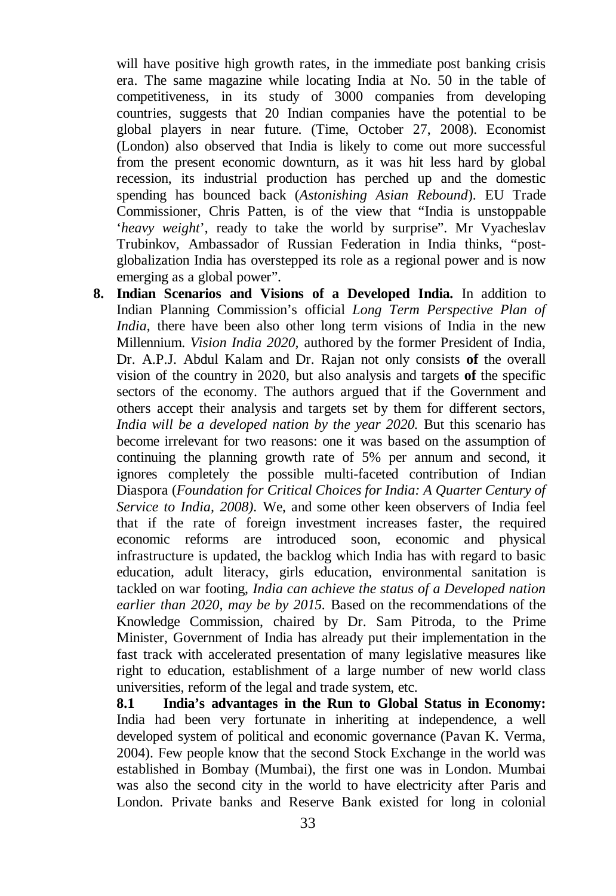will have positive high growth rates, in the immediate post banking crisis era. The same magazine while locating India at No. 50 in the table of competitiveness, in its study of 3000 companies from developing countries, suggests that 20 Indian companies have the potential to be global players in near future. (Time, October 27, 2008). Economist (London) also observed that India is likely to come out more successful from the present economic downturn, as it was hit less hard by global recession, its industrial production has perched up and the domestic spending has bounced back (*Astonishing Asian Rebound*). EU Trade Commissioner, Chris Patten, is of the view that "India is unstoppable '*heavy weight*', ready to take the world by surprise". Mr Vyacheslav Trubinkov, Ambassador of Russian Federation in India thinks, "post-globalization India has overstepped its role as a regional power and is now emerging as a global power".

8. **Indian Scenarios and Visions of a Developed India.** In addition to Indian Planning Commission's official *Long Term Perspective Plan of India*, there have been also other long term visions of India in the new Millennium. *Vision India 2020*, authored by the former President of India, Dr. A.P.J. Abdul Kalam and Dr. Rajan not only consists **of** the overall vision of the country in 2020, but also analysis and targets **of** the specific sectors of the economy. The authors argued that if the Government and others accept their analysis and targets set by them for different sectors, *India will be a developed nation by the year 2020.* But this scenario has become irrelevant for two reasons: one it was based on the assumption of continuing the planning growth rate of 5% per annum and second, it ignores completely the possible multi-faceted contribution of Indian Diaspora (*Foundation for Critical Choices for India: A Quarter Century of Service to India, 2008)*. We, and some other keen observers of India feel that if the rate of foreign investment increases faster, the required economic reforms are introduced soon, economic and physical infrastructure is updated, the backlog which India has with regard to basic education, adult literacy, girls education, environmental sanitation is tackled on war footing, *India can achieve the status of a Developed nation earlier than 2020, may be by 2015.* Based on the recommendations of the Knowledge Commission, chaired by Dr. Sam Pitroda, to the Prime Minister, Government of India has already put their implementation in the fast track with accelerated presentation of many legislative measures like right to education, establishment of a large number of new world class universities, reform of the legal and trade system, etc.

**8.1 India's advantages in the Run to Global Status in Economy:** India had been very fortunate in inheriting at independence, a well developed system of political and economic governance (Pavan K. Verma, 2004). Few people know that the second Stock Exchange in the world was established in Bombay (Mumbai), the first one was in London. Mumbai was also the second city in the world to have electricity after Paris and London. Private banks and Reserve Bank existed for long in colonial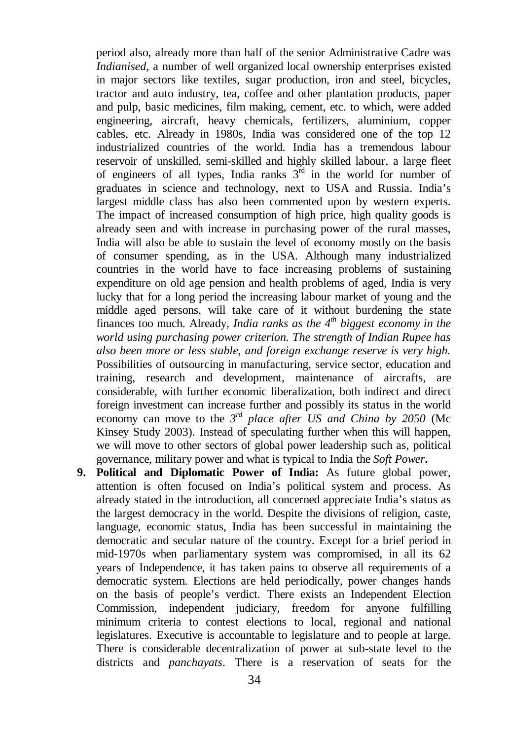period also, already more than half of the senior Administrative Cadre was *Indianised*, a number of well organized local ownership enterprises existed in major sectors like textiles, sugar production, iron and steel, bicycles, tractor and auto industry, tea, coffee and other plantation products, paper and pulp, basic medicines, film making, cement, etc. to which, were added engineering, aircraft, heavy chemicals, fertilizers, aluminium, copper cables, etc. Already in 1980s, India was considered one of the top 12 industrialized countries of the world. India has a tremendous labour reservoir of unskilled, semi-skilled and highly skilled labour, a large fleet of engineers of all types, India ranks 3rd in the world for number of graduates in science and technology, next to USA and Russia. India's largest middle class has also been commented upon by western experts. The impact of increased consumption of high price, high quality goods is already seen and with increase in purchasing power of the rural masses, India will also be able to sustain the level of economy mostly on the basis of consumer spending, as in the USA. Although many industrialized countries in the world have to face increasing problems of sustaining expenditure on old age pension and health problems of aged, India is very lucky that for a long period the increasing labour market of young and the middle aged persons, will take care of it without burdening the state finances too much. Already, *India ranks as the 4th biggest economy in the world using purchasing power criterion. The strength of Indian Rupee has also been more or less stable, and foreign exchange reserve is very high.* Possibilities of outsourcing in manufacturing, service sector, education and training, research and development, maintenance of aircrafts, are considerable, with further economic liberalization, both indirect and direct foreign investment can increase further and possibly its status in the world economy can move to the *3rd place after US and China by 2050* (Mc Kinsey Study 2003). Instead of speculating further when this will happen, we will move to other sectors of global power leadership such as, political governance, military power and what is typical to India the *Soft Power***.**

9. **Political and Diplomatic Power of India:** As future global power, attention is often focused on India's political system and process. As already stated in the introduction, all concerned appreciate India's status as the largest democracy in the world. Despite the divisions of religion, caste, language, economic status, India has been successful in maintaining the democratic and secular nature of the country. Except for a brief period in mid-1970s when parliamentary system was compromised, in all its 62 years of Independence, it has taken pains to observe all requirements of a democratic system. Elections are held periodically, power changes hands on the basis of people's verdict. There exists an Independent Election Commission, independent judiciary, freedom for anyone fulfilling minimum criteria to contest elections to local, regional and national legislatures. Executive is accountable to legislature and to people at large. There is considerable decentralization of power at sub-state level to the districts and *panchayats*. There is a reservation of seats for the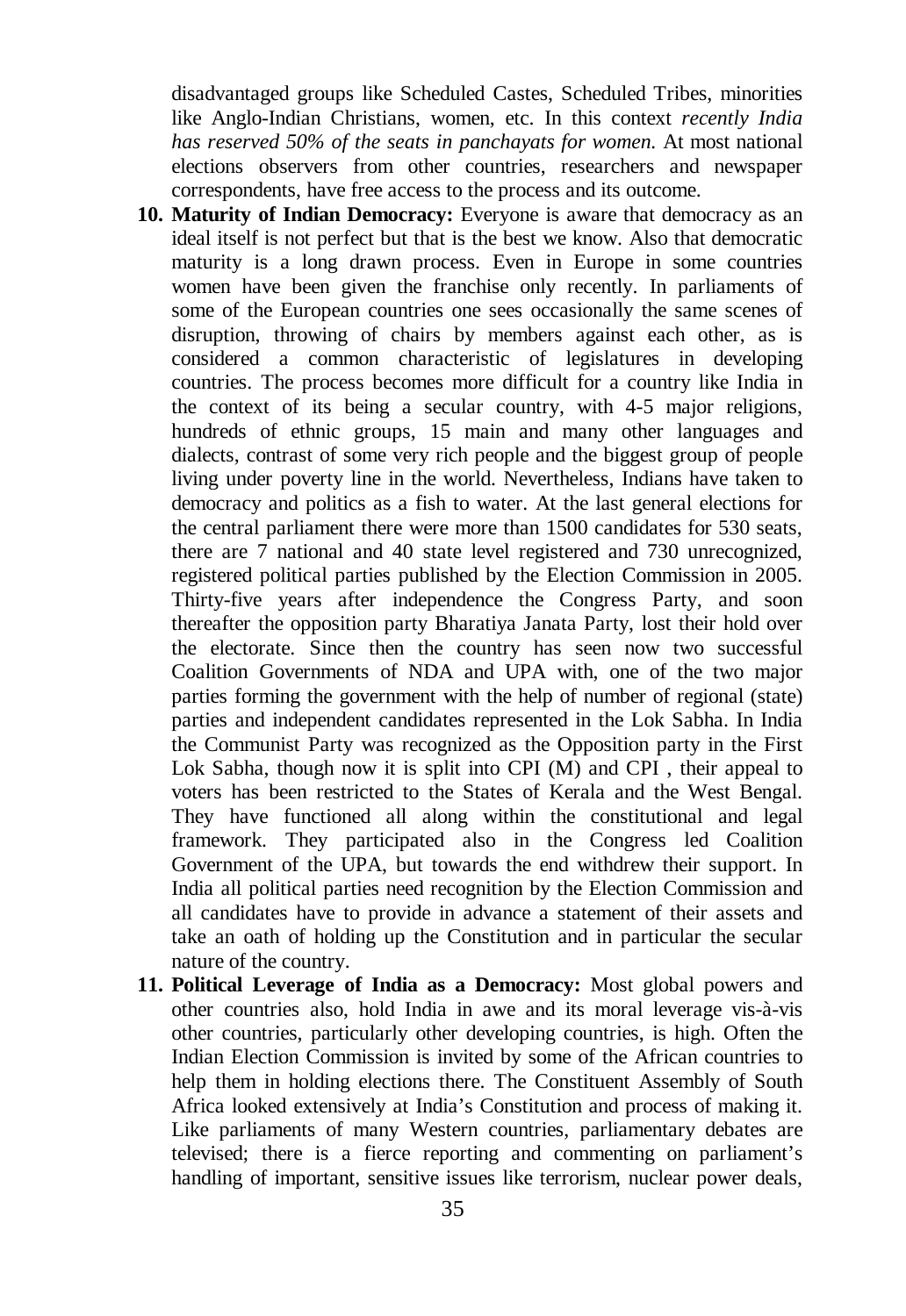disadvantaged groups like Scheduled Castes, Scheduled Tribes, minorities like Anglo-Indian Christians, women, etc. In this context *recently India has reserved 50% of the seats in panchayats for women.* At most national elections observers from other countries, researchers and newspaper correspondents, have free access to the process and its outcome.

10. **Maturity of Indian Democracy:** Everyone is aware that democracy as an ideal itself is not perfect but that is the best we know. Also that democratic maturity is a long drawn process. Even in Europe in some countries women have been given the franchise only recently. In parliaments of some of the European countries one sees occasionally the same scenes of disruption, throwing of chairs by members against each other, as is considered a common characteristic of legislatures in developing countries. The process becomes more difficult for a country like India in the context of its being a secular country, with 4-5 major religions, hundreds of ethnic groups, 15 main and many other languages and dialects, contrast of some very rich people and the biggest group of people living under poverty line in the world. Nevertheless, Indians have taken to democracy and politics as a fish to water. At the last general elections for the central parliament there were more than 1500 candidates for 530 seats, there are 7 national and 40 state level registered and 730 unrecognized, registered political parties published by the Election Commission in 2005. Thirty-five years after independence the Congress Party, and soon thereafter the opposition party Bharatiya Janata Party, lost their hold over the electorate. Since then the country has seen now two successful Coalition Governments of NDA and UPA with, one of the two major parties forming the government with the help of number of regional (state) parties and independent candidates represented in the Lok Sabha. In India the Communist Party was recognized as the Opposition party in the First Lok Sabha, though now it is split into CPI (M) and CPI , their appeal to voters has been restricted to the States of Kerala and the West Bengal. They have functioned all along within the constitutional and legal framework. They participated also in the Congress led Coalition Government of the UPA, but towards the end withdrew their support. In India all political parties need recognition by the Election Commission and all candidates have to provide in advance a statement of their assets and take an oath of holding up the Constitution and in particular the secular nature of the country.

11. **Political Leverage of India as a Democracy:** Most global powers and other countries also, hold India in awe and its moral leverage vis-à-vis other countries, particularly other developing countries, is high. Often the Indian Election Commission is invited by some of the African countries to help them in holding elections there. The Constituent Assembly of South Africa looked extensively at India's Constitution and process of making it. Like parliaments of many Western countries, parliamentary debates are televised; there is a fierce reporting and commenting on parliament's handling of important, sensitive issues like terrorism, nuclear power deals,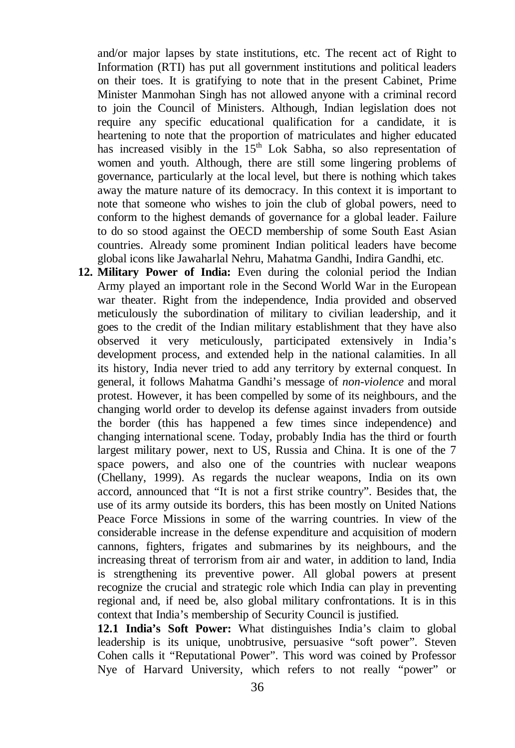and/or major lapses by state institutions, etc. The recent act of Right to Information (RTI) has put all government institutions and political leaders on their toes. It is gratifying to note that in the present Cabinet, Prime Minister Manmohan Singh has not allowed anyone with a criminal record to join the Council of Ministers. Although, Indian legislation does not require any specific educational qualification for a candidate, it is heartening to note that the proportion of matriculates and higher educated has increased visibly in the 15th Lok Sabha, so also representation of women and youth. Although, there are still some lingering problems of governance, particularly at the local level, but there is nothing which takes away the mature nature of its democracy. In this context it is important to note that someone who wishes to join the club of global powers, need to conform to the highest demands of governance for a global leader. Failure to do so stood against the OECD membership of some South East Asian countries. Already some prominent Indian political leaders have become global icons like Jawaharlal Nehru, Mahatma Gandhi, Indira Gandhi, etc.

**12. Military Power of India:** Even during the colonial period the Indian Army played an important role in the Second World War in the European war theater. Right from the independence, India provided and observed meticulously the subordination of military to civilian leadership, and it goes to the credit of the Indian military establishment that they have also observed it very meticulously, participated extensively in India's development process, and extended help in the national calamities. In all its history, India never tried to add any territory by external conquest. In general, it follows Mahatma Gandhi's message of *non-violence* and moral protest. However, it has been compelled by some of its neighbours, and the changing world order to develop its defense against invaders from outside the border (this has happened a few times since independence) and changing international scene. Today, probably India has the third or fourth largest military power, next to US, Russia and China. It is one of the 7 space powers, and also one of the countries with nuclear weapons (Chellany, 1999). As regards the nuclear weapons, India on its own accord, announced that "It is not a first strike country". Besides that, the use of its army outside its borders, this has been mostly on United Nations Peace Force Missions in some of the warring countries. In view of the considerable increase in the defense expenditure and acquisition of modern cannons, fighters, frigates and submarines by its neighbours, and the increasing threat of terrorism from air and water, in addition to land, India is strengthening its preventive power. All global powers at present recognize the crucial and strategic role which India can play in preventing regional and, if need be, also global military confrontations. It is in this context that India's membership of Security Council is justified.

**12.1 India's Soft Power:** What distinguishes India's claim to global leadership is its unique, unobtrusive, persuasive "soft power". Steven Cohen calls it "Reputational Power". This word was coined by Professor Nye of Harvard University, which refers to not really "power" or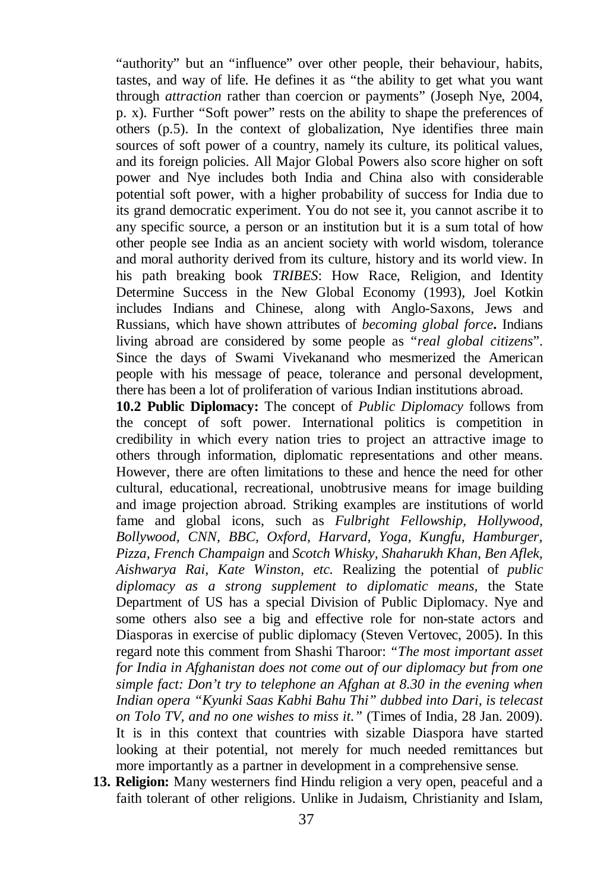"authority" but an "influence" over other people, their behaviour, habits, tastes, and way of life. He defines it as "the ability to get what you want through *attraction* rather than coercion or payments" (Joseph Nye, 2004, p. x). Further "Soft power" rests on the ability to shape the preferences of others (p.5). In the context of globalization, Nye identifies three main sources of soft power of a country, namely its culture, its political values, and its foreign policies. All Major Global Powers also score higher on soft power and Nye includes both India and China also with considerable potential soft power, with a higher probability of success for India due to its grand democratic experiment. You do not see it, you cannot ascribe it to any specific source, a person or an institution but it is a sum total of how other people see India as an ancient society with world wisdom, tolerance and moral authority derived from its culture, history and its world view. In his path breaking book *TRIBES*: How Race, Religion, and Identity Determine Success in the New Global Economy (1993), Joel Kotkin includes Indians and Chinese, along with Anglo-Saxons, Jews and Russians, which have shown attributes of *becoming global force***.** Indians living abroad are considered by some people as "*real global citizens*". Since the days of Swami Vivekanand who mesmerized the American people with his message of peace, tolerance and personal development, there has been a lot of proliferation of various Indian institutions abroad.

**10.2 Public Diplomacy:** The concept of *Public Diplomacy* follows from the concept of soft power. International politics is competition in credibility in which every nation tries to project an attractive image to others through information, diplomatic representations and other means. However, there are often limitations to these and hence the need for other cultural, educational, recreational, unobtrusive means for image building and image projection abroad. Striking examples are institutions of world fame and global icons, such as *Fulbright Fellowship, Hollywood, Bollywood, CNN, BBC, Oxford, Harvard, Yoga, Kungfu, Hamburger, Pizza, French Champaign* and *Scotch Whisky, Shaharukh Khan, Ben Aflek, Aishwarya Rai, Kate Winston, etc.* Realizing the potential of *public diplomacy as a strong supplement to diplomatic means*, the State Department of US has a special Division of Public Diplomacy. Nye and some others also see a big and effective role for non-state actors and Diasporas in exercise of public diplomacy (Steven Vertovec, 2005). In this regard note this comment from Shashi Tharoor: *"The most important asset for India in Afghanistan does not come out of our diplomacy but from one simple fact: Don't try to telephone an Afghan at 8.30 in the evening when Indian opera "Kyunki Saas Kabhi Bahu Thi" dubbed into Dari, is telecast on Tolo TV, and no one wishes to miss it."* (Times of India, 28 Jan. 2009). It is in this context that countries with sizable Diaspora have started looking at their potential, not merely for much needed remittances but more importantly as a partner in development in a comprehensive sense.

**13. Religion:** Many westerners find Hindu religion a very open, peaceful and a faith tolerant of other religions. Unlike in Judaism, Christianity and Islam,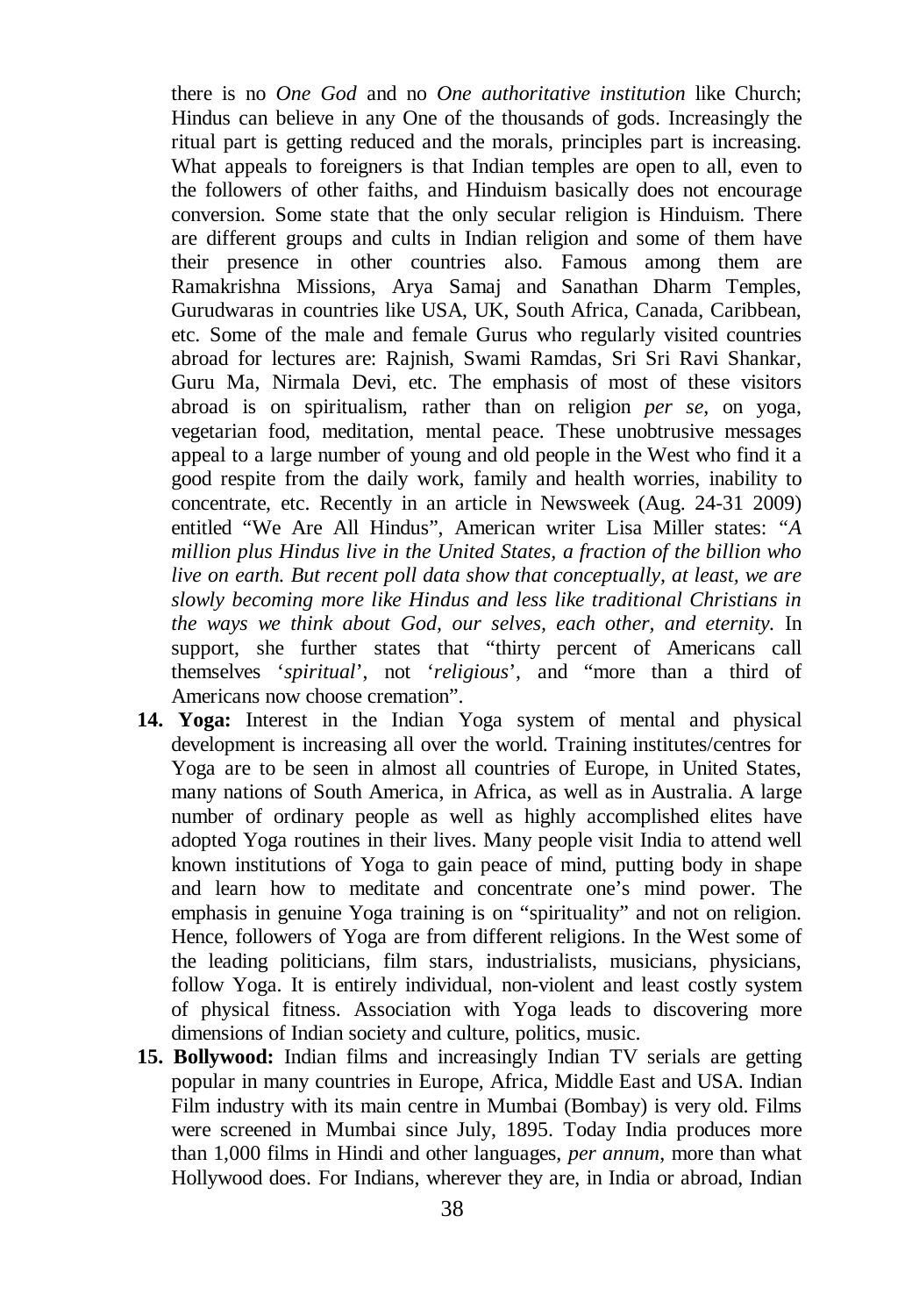there is no *One God* and no *One authoritative institution* like Church; Hindus can believe in any One of the thousands of gods. Increasingly the ritual part is getting reduced and the morals, principles part is increasing. What appeals to foreigners is that Indian temples are open to all, even to the followers of other faiths, and Hinduism basically does not encourage conversion. Some state that the only secular religion is Hinduism. There are different groups and cults in Indian religion and some of them have their presence in other countries also. Famous among them are Ramakrishna Missions, Arya Samaj and Sanathan Dharm Temples, Gurudwaras in countries like USA, UK, South Africa, Canada, Caribbean, etc. Some of the male and female Gurus who regularly visited countries abroad for lectures are: Rajnish, Swami Ramdas, Sri Sri Ravi Shankar, Guru Ma, Nirmala Devi, etc. The emphasis of most of these visitors abroad is on spiritualism, rather than on religion *per se*, on yoga, vegetarian food, meditation, mental peace. These unobtrusive messages appeal to a large number of young and old people in the West who find it a good respite from the daily work, family and health worries, inability to concentrate, etc. Recently in an article in Newsweek (Aug. 24-31 2009) entitled "We Are All Hindus", American writer Lisa Miller states: "*A million plus Hindus live in the United States, a fraction of the billion who live on earth. But recent poll data show that conceptually, at least, we are slowly becoming more like Hindus and less like traditional Christians in the ways we think about God, our selves, each other, and eternity.* In support, she further states that "thirty percent of Americans call themselves '*spiritual*', not '*religious*', and "more than a third of Americans now choose cremation".

14. **Yoga:** Interest in the Indian Yoga system of mental and physical development is increasing all over the world. Training institutes/centres for Yoga are to be seen in almost all countries of Europe, in United States, many nations of South America, in Africa, as well as in Australia. A large number of ordinary people as well as highly accomplished elites have adopted Yoga routines in their lives. Many people visit India to attend well known institutions of Yoga to gain peace of mind, putting body in shape and learn how to meditate and concentrate one's mind power. The emphasis in genuine Yoga training is on "spirituality" and not on religion. Hence, followers of Yoga are from different religions. In the West some of the leading politicians, film stars, industrialists, musicians, physicians, follow Yoga. It is entirely individual, non-violent and least costly system of physical fitness. Association with Yoga leads to discovering more dimensions of Indian society and culture, politics, music.

15. **Bollywood:** Indian films and increasingly Indian TV serials are getting popular in many countries in Europe, Africa, Middle East and USA. Indian Film industry with its main centre in Mumbai (Bombay) is very old. Films were screened in Mumbai since July, 1895. Today India produces more than 1,000 films in Hindi and other languages, *per annum*, more than what Hollywood does. For Indians, wherever they are, in India or abroad, Indian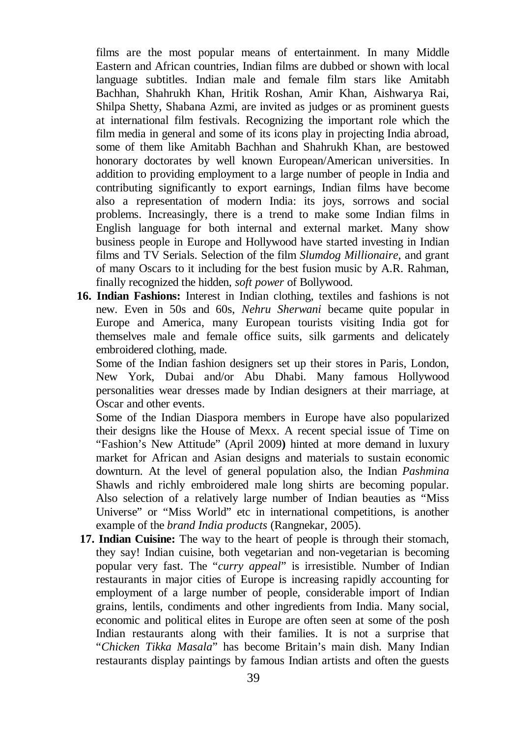films are the most popular means of entertainment. In many Middle Eastern and African countries, Indian films are dubbed or shown with local language subtitles. Indian male and female film stars like Amitabh Bachhan, Shahrukh Khan, Hritik Roshan, Amir Khan, Aishwarya Rai, Shilpa Shetty, Shabana Azmi, are invited as judges or as prominent guests at international film festivals. Recognizing the important role which the film media in general and some of its icons play in projecting India abroad, some of them like Amitabh Bachhan and Shahrukh Khan, are bestowed honorary doctorates by well known European/American universities. In addition to providing employment to a large number of people in India and contributing significantly to export earnings, Indian films have become also a representation of modern India: its joys, sorrows and social problems. Increasingly, there is a trend to make some Indian films in English language for both internal and external market. Many show business people in Europe and Hollywood have started investing in Indian films and TV Serials. Selection of the film *Slumdog Millionaire*, and grant of many Oscars to it including for the best fusion music by A.R. Rahman, finally recognized the hidden, *soft power* of Bollywood.

16. **Indian Fashions:** Interest in Indian clothing, textiles and fashions is not new. Even in 50s and 60s, *Nehru Sherwani* became quite popular in Europe and America, many European tourists visiting India got for themselves male and female office suits, silk garments and delicately embroidered clothing, made.

    Some of the Indian fashion designers set up their stores in Paris, London, New York, Dubai and/or Abu Dhabi. Many famous Hollywood personalities wear dresses made by Indian designers at their marriage, at Oscar and other events.

    Some of the Indian Diaspora members in Europe have also popularized their designs like the House of Mexx. A recent special issue of Time on "Fashion's New Attitude" (April 2009**)** hinted at more demand in luxury market for African and Asian designs and materials to sustain economic downturn. At the level of general population also, the Indian *Pashmina* Shawls and richly embroidered male long shirts are becoming popular. Also selection of a relatively large number of Indian beauties as "Miss Universe" or "Miss World" etc in international competitions, is another example of the *brand India products* (Rangnekar, 2005).

17. **Indian Cuisine:** The way to the heart of people is through their stomach, they say! Indian cuisine, both vegetarian and non-vegetarian is becoming popular very fast. The "*curry appeal*" is irresistible. Number of Indian restaurants in major cities of Europe is increasing rapidly accounting for employment of a large number of people, considerable import of Indian grains, lentils, condiments and other ingredients from India. Many social, economic and political elites in Europe are often seen at some of the posh Indian restaurants along with their families. It is not a surprise that "*Chicken Tikka Masala*" has become Britain's main dish. Many Indian restaurants display paintings by famous Indian artists and often the guests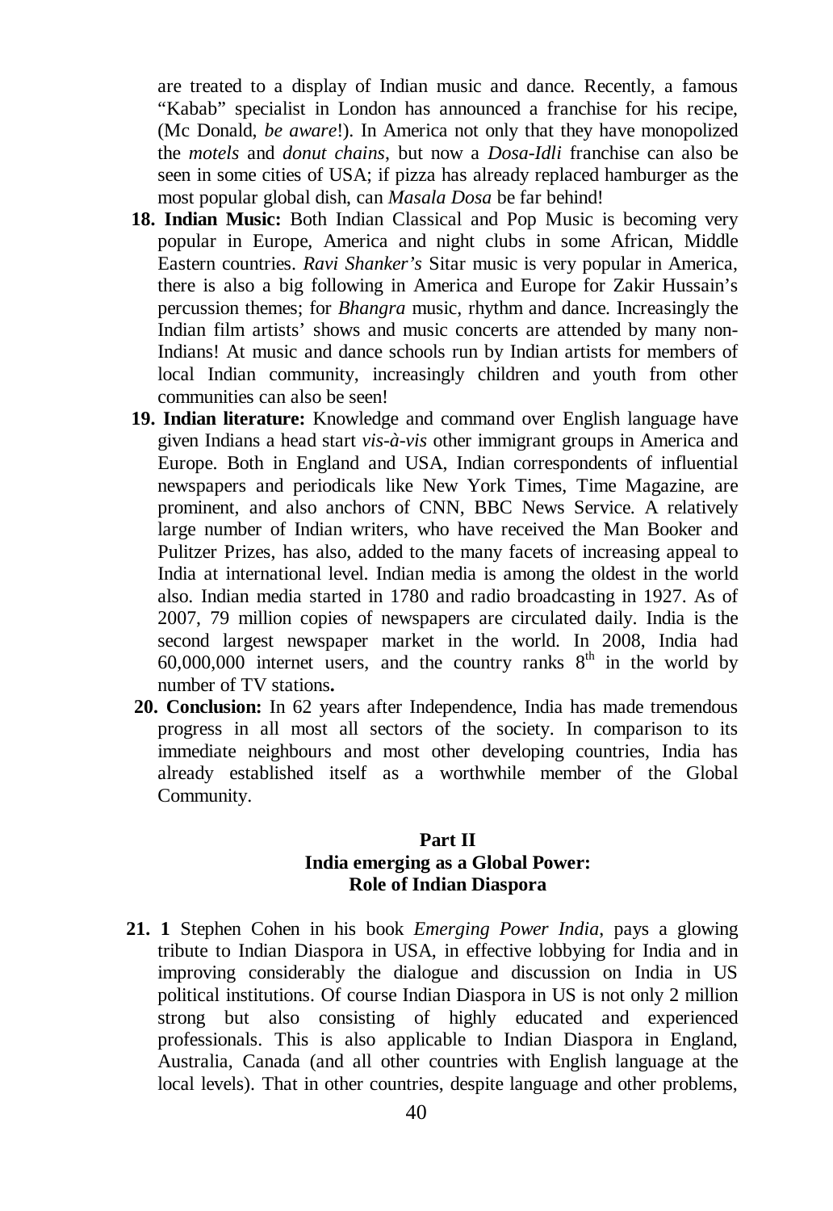are treated to a display of Indian music and dance. Recently, a famous "Kabab" specialist in London has announced a franchise for his recipe, (Mc Donald, *be aware*!). In America not only that they have monopolized the *motels* and *donut chains*, but now a *Dosa-Idli* franchise can also be seen in some cities of USA; if pizza has already replaced hamburger as the most popular global dish, can *Masala Dosa* be far behind!

**18. Indian Music:** Both Indian Classical and Pop Music is becoming very popular in Europe, America and night clubs in some African, Middle Eastern countries. *Ravi Shanker's* Sitar music is very popular in America, there is also a big following in America and Europe for Zakir Hussain's percussion themes; for *Bhangra* music, rhythm and dance. Increasingly the Indian film artists' shows and music concerts are attended by many non-Indians! At music and dance schools run by Indian artists for members of local Indian community, increasingly children and youth from other communities can also be seen!

**19. Indian literature:** Knowledge and command over English language have given Indians a head start *vis-à-vis* other immigrant groups in America and Europe. Both in England and USA, Indian correspondents of influential newspapers and periodicals like New York Times, Time Magazine, are prominent, and also anchors of CNN, BBC News Service. A relatively large number of Indian writers, who have received the Man Booker and Pulitzer Prizes, has also, added to the many facets of increasing appeal to India at international level. Indian media is among the oldest in the world also. Indian media started in 1780 and radio broadcasting in 1927. As of 2007, 79 million copies of newspapers are circulated daily. India is the second largest newspaper market in the world. In 2008, India had 60,000,000 internet users, and the country ranks 8th in the world by number of TV stations**.**

**20. Conclusion:** In 62 years after Independence, India has made tremendous progress in all most all sectors of the society. In comparison to its immediate neighbours and most other developing countries, India has already established itself as a worthwhile member of the Global Community.

## Part II
## India emerging as a Global Power: Role of Indian Diaspora

**21. 1** Stephen Cohen in his book *Emerging Power India*, pays a glowing tribute to Indian Diaspora in USA, in effective lobbying for India and in improving considerably the dialogue and discussion on India in US political institutions. Of course Indian Diaspora in US is not only 2 million strong but also consisting of highly educated and experienced professionals. This is also applicable to Indian Diaspora in England, Australia, Canada (and all other countries with English language at the local levels). That in other countries, despite language and other problems,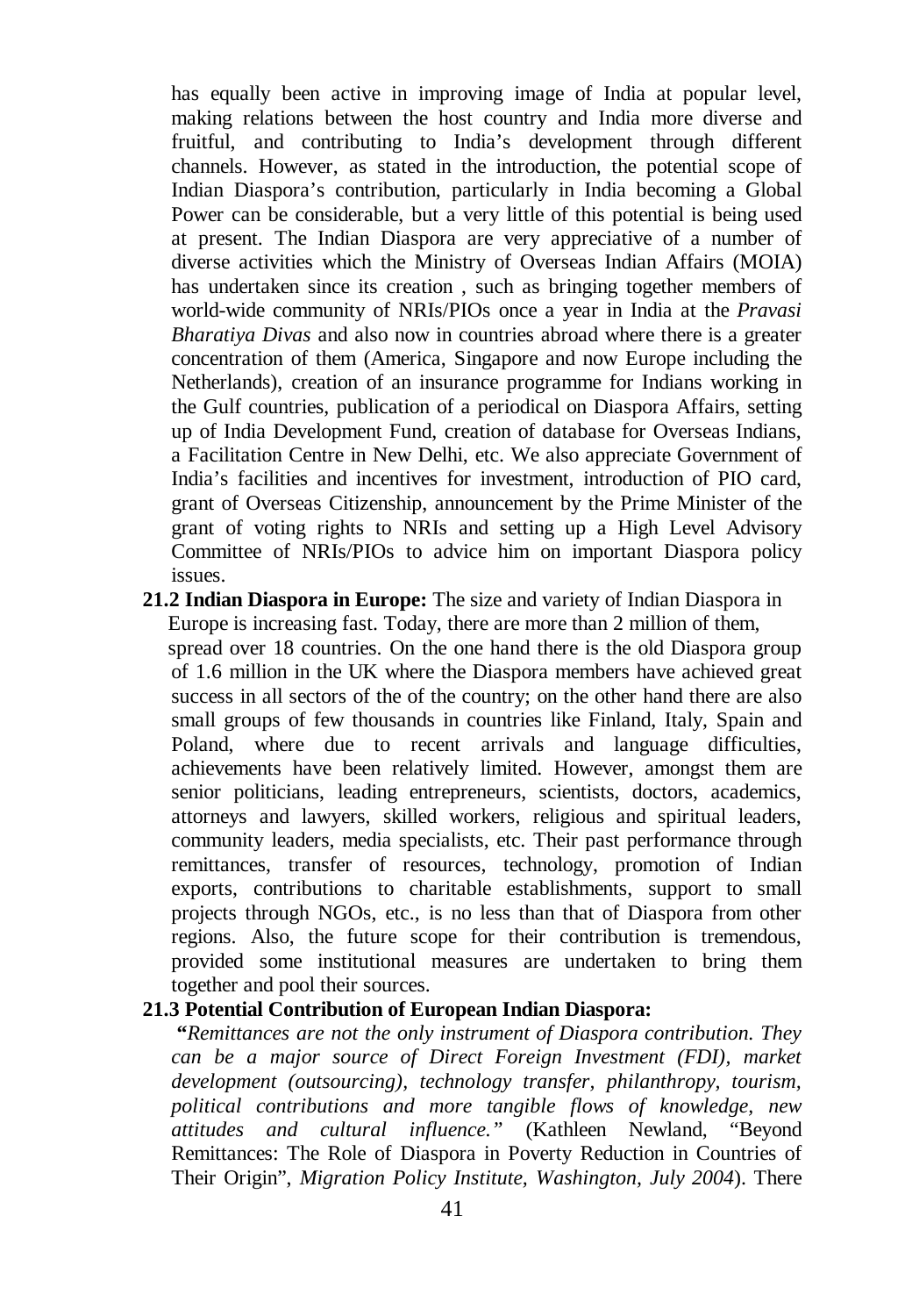has equally been active in improving image of India at popular level, making relations between the host country and India more diverse and fruitful, and contributing to India's development through different channels. However, as stated in the introduction, the potential scope of Indian Diaspora's contribution, particularly in India becoming a Global Power can be considerable, but a very little of this potential is being used at present. The Indian Diaspora are very appreciative of a number of diverse activities which the Ministry of Overseas Indian Affairs (MOIA) has undertaken since its creation , such as bringing together members of world-wide community of NRIs/PIOs once a year in India at the *Pravasi Bharatiya Divas* and also now in countries abroad where there is a greater concentration of them (America, Singapore and now Europe including the Netherlands), creation of an insurance programme for Indians working in the Gulf countries, publication of a periodical on Diaspora Affairs, setting up of India Development Fund, creation of database for Overseas Indians, a Facilitation Centre in New Delhi, etc. We also appreciate Government of India's facilities and incentives for investment, introduction of PIO card, grant of Overseas Citizenship, announcement by the Prime Minister of the grant of voting rights to NRIs and setting up a High Level Advisory Committee of NRIs/PIOs to advice him on important Diaspora policy issues.

**21.2 Indian Diaspora in Europe:** The size and variety of Indian Diaspora in Europe is increasing fast. Today, there are more than 2 million of them, spread over 18 countries. On the one hand there is the old Diaspora group of 1.6 million in the UK where the Diaspora members have achieved great success in all sectors of the of the country; on the other hand there are also small groups of few thousands in countries like Finland, Italy, Spain and Poland, where due to recent arrivals and language difficulties, achievements have been relatively limited. However, amongst them are senior politicians, leading entrepreneurs, scientists, doctors, academics, attorneys and lawyers, skilled workers, religious and spiritual leaders, community leaders, media specialists, etc. Their past performance through remittances, transfer of resources, technology, promotion of Indian exports, contributions to charitable establishments, support to small projects through NGOs, etc., is no less than that of Diaspora from other regions. Also, the future scope for their contribution is tremendous, provided some institutional measures are undertaken to bring them together and pool their sources.

**21.3 Potential Contribution of European Indian Diaspora:**

**"***Remittances are not the only instrument of Diaspora contribution. They can be a major source of Direct Foreign Investment (FDI), market development (outsourcing), technology transfer, philanthropy, tourism, political contributions and more tangible flows of knowledge, new attitudes and cultural influence."* (Kathleen Newland, "Beyond Remittances: The Role of Diaspora in Poverty Reduction in Countries of Their Origin", *Migration Policy Institute, Washington, July 2004*). There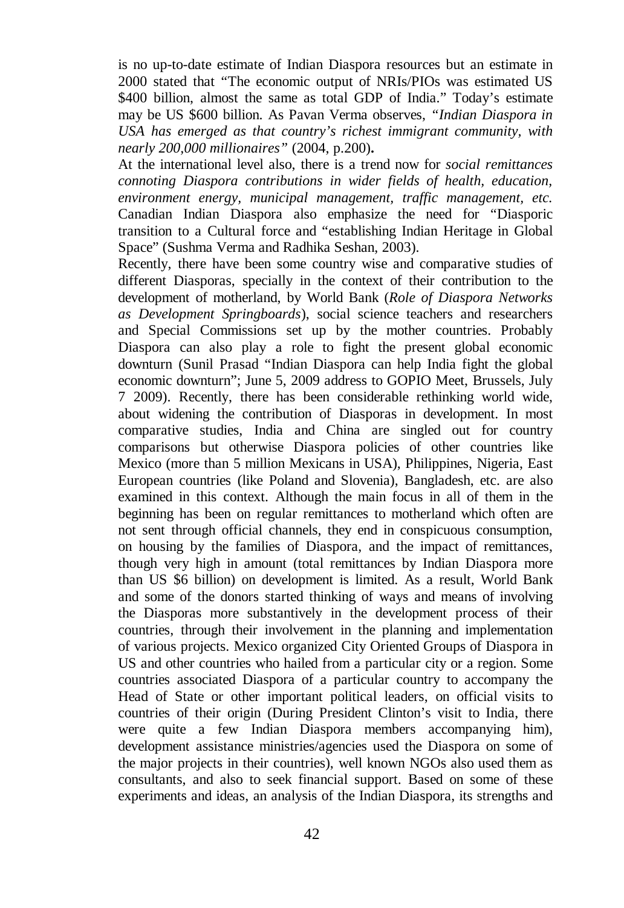is no up-to-date estimate of Indian Diaspora resources but an estimate in 2000 stated that "The economic output of NRIs/PIOs was estimated US $400 billion, almost the same as total GDP of India." Today's estimate may be US $600 billion. As Pavan Verma observes, *"Indian Diaspora in USA has emerged as that country's richest immigrant community, with nearly 200,000 millionaires"* (2004, p.200)**.**

At the international level also, there is a trend now for *social remittances connoting Diaspora contributions in wider fields of health, education, environment energy, municipal management, traffic management, etc.* Canadian Indian Diaspora also emphasize the need for "Diasporic transition to a Cultural force and "establishing Indian Heritage in Global Space" (Sushma Verma and Radhika Seshan, 2003).

Recently, there have been some country wise and comparative studies of different Diasporas, specially in the context of their contribution to the development of motherland, by World Bank (*Role of Diaspora Networks as Development Springboards*), social science teachers and researchers and Special Commissions set up by the mother countries. Probably Diaspora can also play a role to fight the present global economic downturn (Sunil Prasad "Indian Diaspora can help India fight the global economic downturn"; June 5, 2009 address to GOPIO Meet, Brussels, July 7 2009). Recently, there has been considerable rethinking world wide, about widening the contribution of Diasporas in development. In most comparative studies, India and China are singled out for country comparisons but otherwise Diaspora policies of other countries like Mexico (more than 5 million Mexicans in USA), Philippines, Nigeria, East European countries (like Poland and Slovenia), Bangladesh, etc. are also examined in this context. Although the main focus in all of them in the beginning has been on regular remittances to motherland which often are not sent through official channels, they end in conspicuous consumption, on housing by the families of Diaspora, and the impact of remittances, though very high in amount (total remittances by Indian Diaspora more than US $6 billion) on development is limited. As a result, World Bank and some of the donors started thinking of ways and means of involving the Diasporas more substantively in the development process of their countries, through their involvement in the planning and implementation of various projects. Mexico organized City Oriented Groups of Diaspora in US and other countries who hailed from a particular city or a region. Some countries associated Diaspora of a particular country to accompany the Head of State or other important political leaders, on official visits to countries of their origin (During President Clinton's visit to India, there were quite a few Indian Diaspora members accompanying him), development assistance ministries/agencies used the Diaspora on some of the major projects in their countries), well known NGOs also used them as consultants, and also to seek financial support. Based on some of these experiments and ideas, an analysis of the Indian Diaspora, its strengths and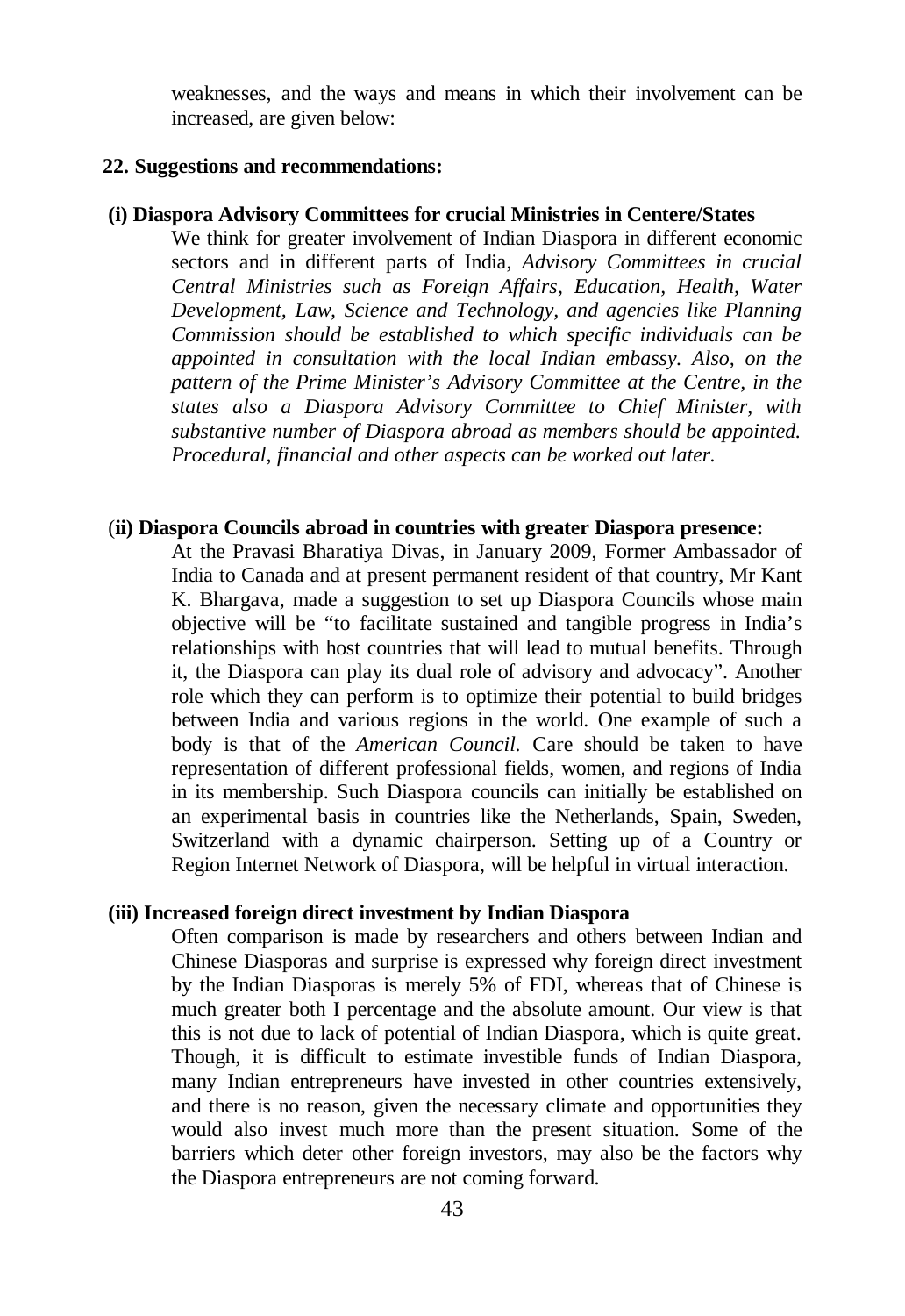weaknesses, and the ways and means in which their involvement can be increased, are given below:

**22. Suggestions and recommendations:**

**(i) Diaspora Advisory Committees for crucial Ministries in Centere/States**

We think for greater involvement of Indian Diaspora in different economic sectors and in different parts of India, *Advisory Committees in crucial Central Ministries such as Foreign Affairs, Education, Health, Water Development, Law, Science and Technology, and agencies like Planning Commission should be established to which specific individuals can be appointed in consultation with the local Indian embassy. Also, on the pattern of the Prime Minister's Advisory Committee at the Centre, in the states also a Diaspora Advisory Committee to Chief Minister, with substantive number of Diaspora abroad as members should be appointed. Procedural, financial and other aspects can be worked out later.*

**(ii) Diaspora Councils abroad in countries with greater Diaspora presence:**

At the Pravasi Bharatiya Divas, in January 2009, Former Ambassador of India to Canada and at present permanent resident of that country, Mr Kant K. Bhargava, made a suggestion to set up Diaspora Councils whose main objective will be "to facilitate sustained and tangible progress in India's relationships with host countries that will lead to mutual benefits. Through it, the Diaspora can play its dual role of advisory and advocacy". Another role which they can perform is to optimize their potential to build bridges between India and various regions in the world. One example of such a body is that of the *American Council.* Care should be taken to have representation of different professional fields, women, and regions of India in its membership. Such Diaspora councils can initially be established on an experimental basis in countries like the Netherlands, Spain, Sweden, Switzerland with a dynamic chairperson. Setting up of a Country or Region Internet Network of Diaspora, will be helpful in virtual interaction.

**(iii) Increased foreign direct investment by Indian Diaspora**

Often comparison is made by researchers and others between Indian and Chinese Diasporas and surprise is expressed why foreign direct investment by the Indian Diasporas is merely 5% of FDI, whereas that of Chinese is much greater both I percentage and the absolute amount. Our view is that this is not due to lack of potential of Indian Diaspora, which is quite great. Though, it is difficult to estimate investible funds of Indian Diaspora, many Indian entrepreneurs have invested in other countries extensively, and there is no reason, given the necessary climate and opportunities they would also invest much more than the present situation. Some of the barriers which deter other foreign investors, may also be the factors why the Diaspora entrepreneurs are not coming forward.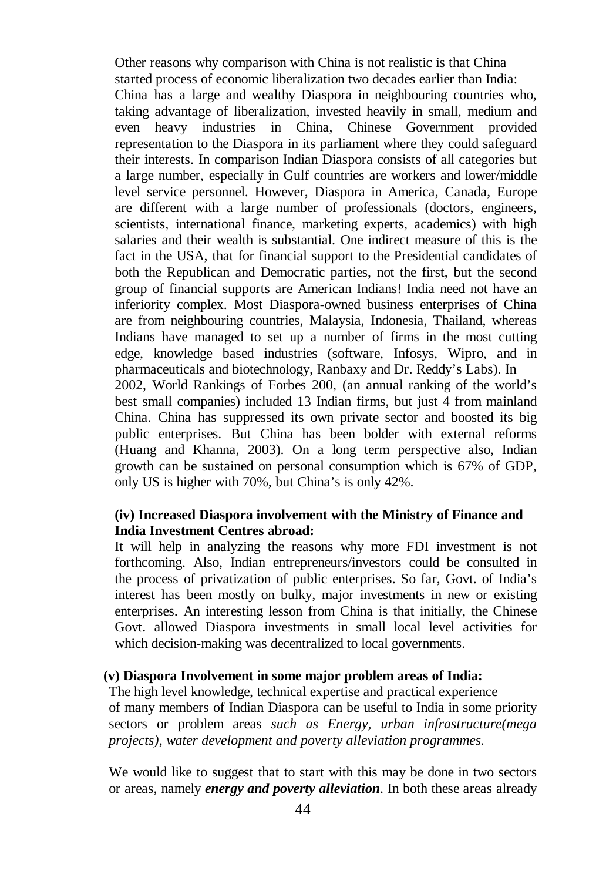Other reasons why comparison with China is not realistic is that China started process of economic liberalization two decades earlier than India: China has a large and wealthy Diaspora in neighbouring countries who, taking advantage of liberalization, invested heavily in small, medium and even heavy industries in China, Chinese Government provided representation to the Diaspora in its parliament where they could safeguard their interests. In comparison Indian Diaspora consists of all categories but a large number, especially in Gulf countries are workers and lower/middle level service personnel. However, Diaspora in America, Canada, Europe are different with a large number of professionals (doctors, engineers, scientists, international finance, marketing experts, academics) with high salaries and their wealth is substantial. One indirect measure of this is the fact in the USA, that for financial support to the Presidential candidates of both the Republican and Democratic parties, not the first, but the second group of financial supports are American Indians! India need not have an inferiority complex. Most Diaspora-owned business enterprises of China are from neighbouring countries, Malaysia, Indonesia, Thailand, whereas Indians have managed to set up a number of firms in the most cutting edge, knowledge based industries (software, Infosys, Wipro, and in pharmaceuticals and biotechnology, Ranbaxy and Dr. Reddy's Labs). In 2002, World Rankings of Forbes 200, (an annual ranking of the world's best small companies) included 13 Indian firms, but just 4 from mainland China. China has suppressed its own private sector and boosted its big public enterprises. But China has been bolder with external reforms (Huang and Khanna, 2003). On a long term perspective also, Indian growth can be sustained on personal consumption which is 67% of GDP, only US is higher with 70%, but China's is only 42%.

**(iv) Increased Diaspora involvement with the Ministry of Finance and India Investment Centres abroad:**

It will help in analyzing the reasons why more FDI investment is not forthcoming. Also, Indian entrepreneurs/investors could be consulted in the process of privatization of public enterprises. So far, Govt. of India's interest has been mostly on bulky, major investments in new or existing enterprises. An interesting lesson from China is that initially, the Chinese Govt. allowed Diaspora investments in small local level activities for which decision-making was decentralized to local governments.

**(v) Diaspora Involvement in some major problem areas of India:**

The high level knowledge, technical expertise and practical experience of many members of Indian Diaspora can be useful to India in some priority sectors or problem areas *such as Energy, urban infrastructure(mega projects), water development and poverty alleviation programmes.*

We would like to suggest that to start with this may be done in two sectors or areas, namely ***energy and poverty alleviation***. In both these areas already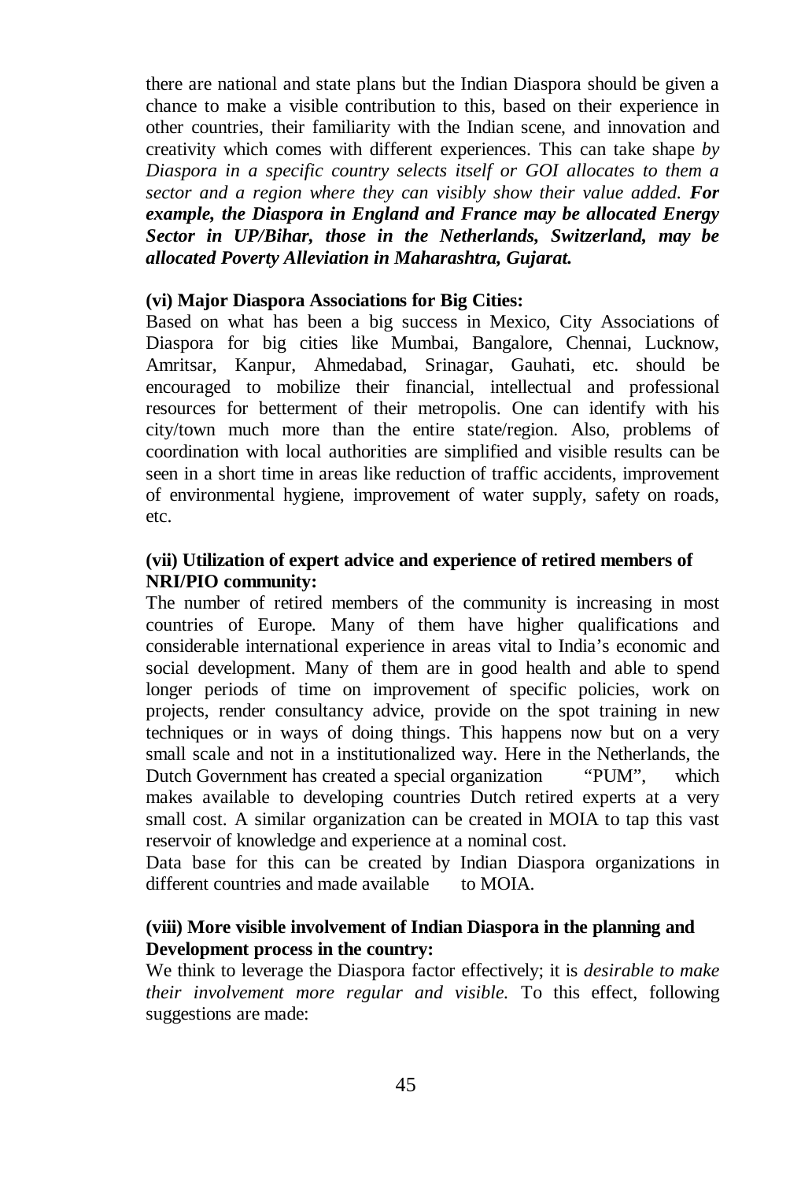there are national and state plans but the Indian Diaspora should be given a chance to make a visible contribution to this, based on their experience in other countries, their familiarity with the Indian scene, and innovation and creativity which comes with different experiences. This can take shape *by Diaspora in a specific country selects itself or GOI allocates to them a sector and a region where they can visibly show their value added.* ***For example, the Diaspora in England and France may be allocated Energy Sector in UP/Bihar, those in the Netherlands, Switzerland, may be allocated Poverty Alleviation in Maharashtra, Gujarat.***

**(vi) Major Diaspora Associations for Big Cities:**

Based on what has been a big success in Mexico, City Associations of Diaspora for big cities like Mumbai, Bangalore, Chennai, Lucknow, Amritsar, Kanpur, Ahmedabad, Srinagar, Gauhati, etc. should be encouraged to mobilize their financial, intellectual and professional resources for betterment of their metropolis. One can identify with his city/town much more than the entire state/region. Also, problems of coordination with local authorities are simplified and visible results can be seen in a short time in areas like reduction of traffic accidents, improvement of environmental hygiene, improvement of water supply, safety on roads, etc.

**(vii) Utilization of expert advice and experience of retired members of NRI/PIO community:**

The number of retired members of the community is increasing in most countries of Europe. Many of them have higher qualifications and considerable international experience in areas vital to India's economic and social development. Many of them are in good health and able to spend longer periods of time on improvement of specific policies, work on projects, render consultancy advice, provide on the spot training in new techniques or in ways of doing things. This happens now but on a very small scale and not in a institutionalized way. Here in the Netherlands, the Dutch Government has created a special organization "PUM", which makes available to developing countries Dutch retired experts at a very small cost. A similar organization can be created in MOIA to tap this vast reservoir of knowledge and experience at a nominal cost.

Data base for this can be created by Indian Diaspora organizations in different countries and made available to MOIA.

**(viii) More visible involvement of Indian Diaspora in the planning and Development process in the country:**

We think to leverage the Diaspora factor effectively; it is *desirable to make their involvement more regular and visible.* To this effect, following suggestions are made: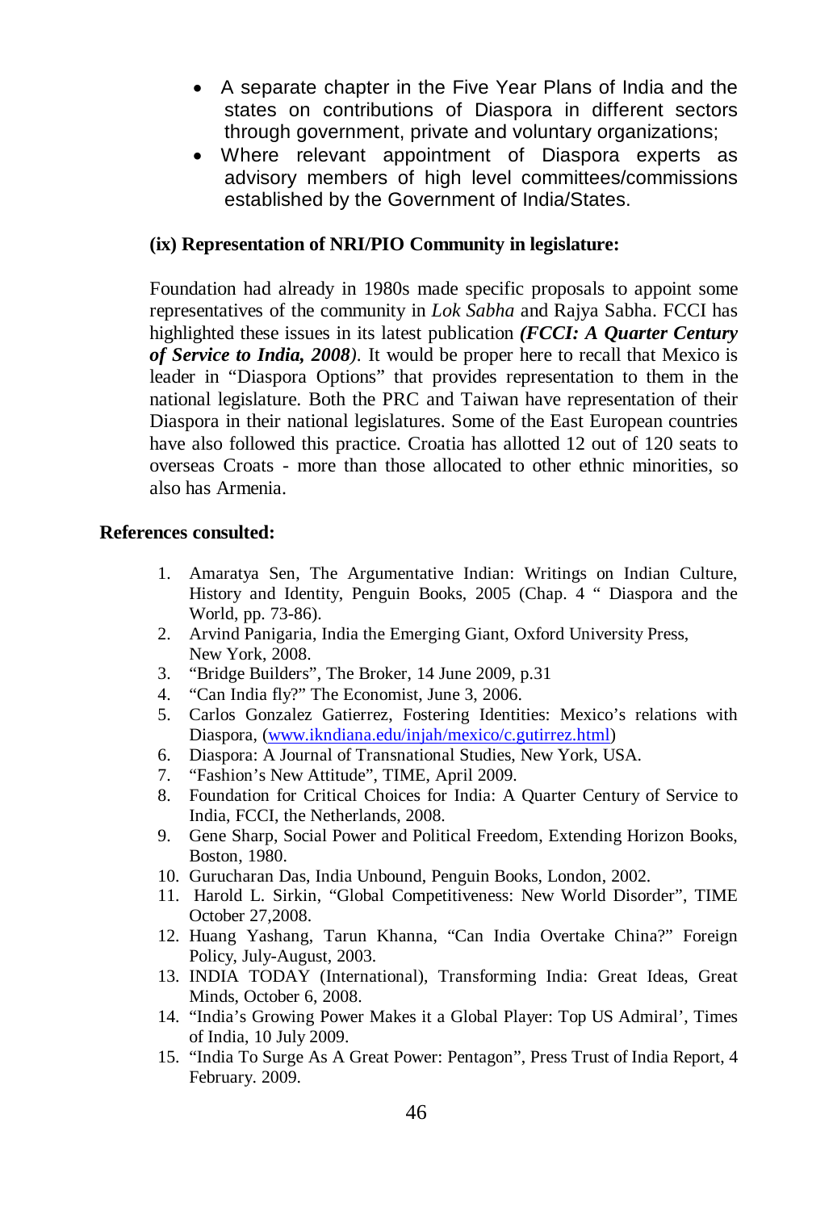- A separate chapter in the Five Year Plans of India and the states on contributions of Diaspora in different sectors through government, private and voluntary organizations;
- Where relevant appointment of Diaspora experts as advisory members of high level committees/commissions established by the Government of India/States.

**(ix) Representation of NRI/PIO Community in legislature:**

Foundation had already in 1980s made specific proposals to appoint some representatives of the community in *Lok Sabha* and Rajya Sabha. FCCI has highlighted these issues in its latest publication ***(FCCI: A Quarter Century of Service to India, 2008)***. It would be proper here to recall that Mexico is leader in "Diaspora Options" that provides representation to them in the national legislature. Both the PRC and Taiwan have representation of their Diaspora in their national legislatures. Some of the East European countries have also followed this practice. Croatia has allotted 12 out of 120 seats to overseas Croats - more than those allocated to other ethnic minorities, so also has Armenia.

**References consulted:**

1. Amaratya Sen, The Argumentative Indian: Writings on Indian Culture, History and Identity, Penguin Books, 2005 (Chap. 4 " Diaspora and the World, pp. 73-86).
2. Arvind Panigaria, India the Emerging Giant, Oxford University Press, New York, 2008.
3. "Bridge Builders", The Broker, 14 June 2009, p.31
4. "Can India fly?" The Economist, June 3, 2006.
5. Carlos Gonzalez Gatierrez, Fostering Identities: Mexico's relations with Diaspora, (www.ikndiana.edu/injah/mexico/c.gutirrez.html)
6. Diaspora: A Journal of Transnational Studies, New York, USA.
7. "Fashion's New Attitude", TIME, April 2009.
8. Foundation for Critical Choices for India: A Quarter Century of Service to India, FCCI, the Netherlands, 2008.
9. Gene Sharp, Social Power and Political Freedom, Extending Horizon Books, Boston, 1980.
10. Gurucharan Das, India Unbound, Penguin Books, London, 2002.
11. Harold L. Sirkin, "Global Competitiveness: New World Disorder", TIME October 27,2008.
12. Huang Yashang, Tarun Khanna, "Can India Overtake China?" Foreign Policy, July-August, 2003.
13. INDIA TODAY (International), Transforming India: Great Ideas, Great Minds, October 6, 2008.
14. "India's Growing Power Makes it a Global Player: Top US Admiral', Times of India, 10 July 2009.
15. "India To Surge As A Great Power: Pentagon", Press Trust of India Report, 4 February. 2009.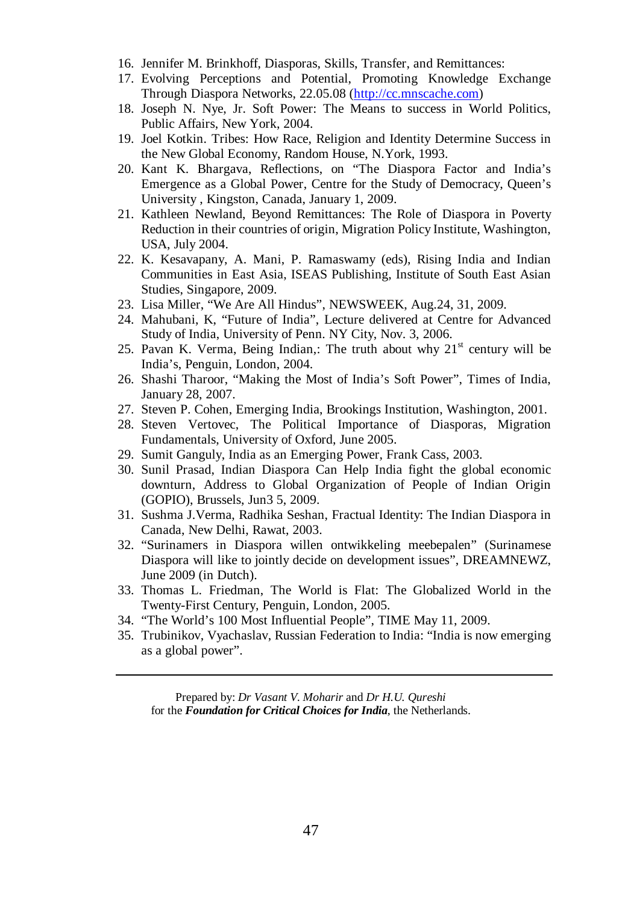16. Jennifer M. Brinkhoff, Diasporas, Skills, Transfer, and Remittances:
17. Evolving Perceptions and Potential, Promoting Knowledge Exchange Through Diaspora Networks, 22.05.08 (http://cc.mnscache.com)
18. Joseph N. Nye, Jr. Soft Power: The Means to success in World Politics, Public Affairs, New York, 2004.
19. Joel Kotkin. Tribes: How Race, Religion and Identity Determine Success in the New Global Economy, Random House, N.York, 1993.
20. Kant K. Bhargava, Reflections, on "The Diaspora Factor and India's Emergence as a Global Power, Centre for the Study of Democracy, Queen's University , Kingston, Canada, January 1, 2009.
21. Kathleen Newland, Beyond Remittances: The Role of Diaspora in Poverty Reduction in their countries of origin, Migration Policy Institute, Washington, USA, July 2004.
22. K. Kesavapany, A. Mani, P. Ramaswamy (eds), Rising India and Indian Communities in East Asia, ISEAS Publishing, Institute of South East Asian Studies, Singapore, 2009.
23. Lisa Miller, "We Are All Hindus", NEWSWEEK, Aug.24, 31, 2009.
24. Mahubani, K, "Future of India", Lecture delivered at Centre for Advanced Study of India, University of Penn. NY City, Nov. 3, 2006.
25. Pavan K. Verma, Being Indian,: The truth about why 21st century will be India's, Penguin, London, 2004.
26. Shashi Tharoor, "Making the Most of India's Soft Power", Times of India, January 28, 2007.
27. Steven P. Cohen, Emerging India, Brookings Institution, Washington, 2001.
28. Steven Vertovec, The Political Importance of Diasporas, Migration Fundamentals, University of Oxford, June 2005.
29. Sumit Ganguly, India as an Emerging Power, Frank Cass, 2003.
30. Sunil Prasad, Indian Diaspora Can Help India fight the global economic downturn, Address to Global Organization of People of Indian Origin (GOPIO), Brussels, Jun3 5, 2009.
31. Sushma J.Verma, Radhika Seshan, Fractual Identity: The Indian Diaspora in Canada, New Delhi, Rawat, 2003.
32. "Surinamers in Diaspora willen ontwikkeling meebepalen" (Surinamese Diaspora will like to jointly decide on development issues", DREAMNEWZ, June 2009 (in Dutch).
33. Thomas L. Friedman, The World is Flat: The Globalized World in the Twenty-First Century, Penguin, London, 2005.
34. "The World's 100 Most Influential People", TIME May 11, 2009.
35. Trubinikov, Vyachaslav, Russian Federation to India: "India is now emerging as a global power".

---

Prepared by: *Dr Vasant V. Moharir* and *Dr H.U. Qureshi*
for the ***Foundation for Critical Choices for India***, the Netherlands.